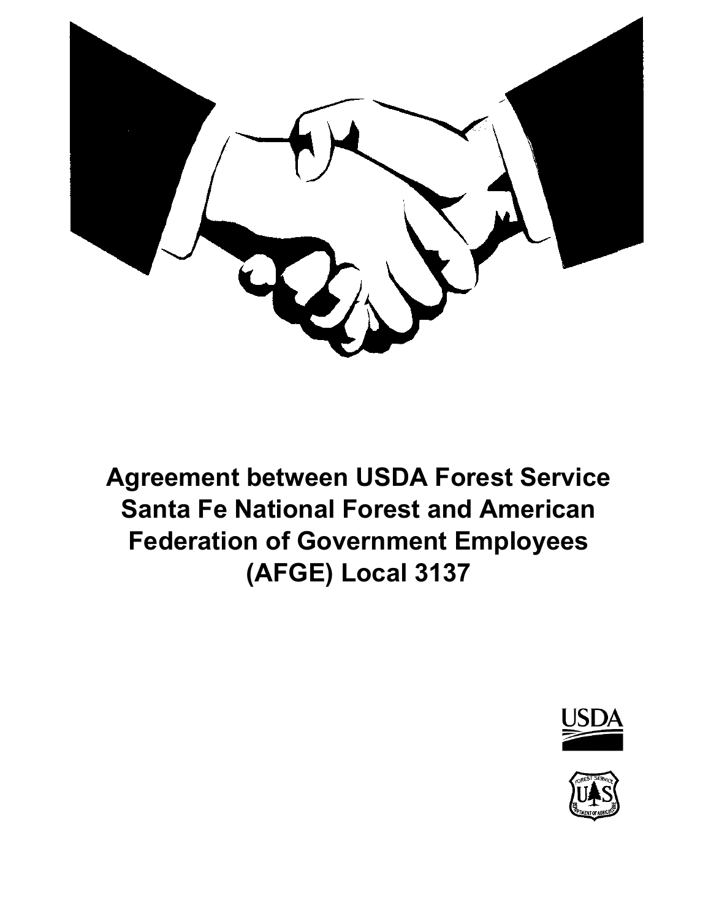# Agreement between USDA Forest Service Santa Fe National Forest and American Federation of Government Employees (AFGE) Local 3137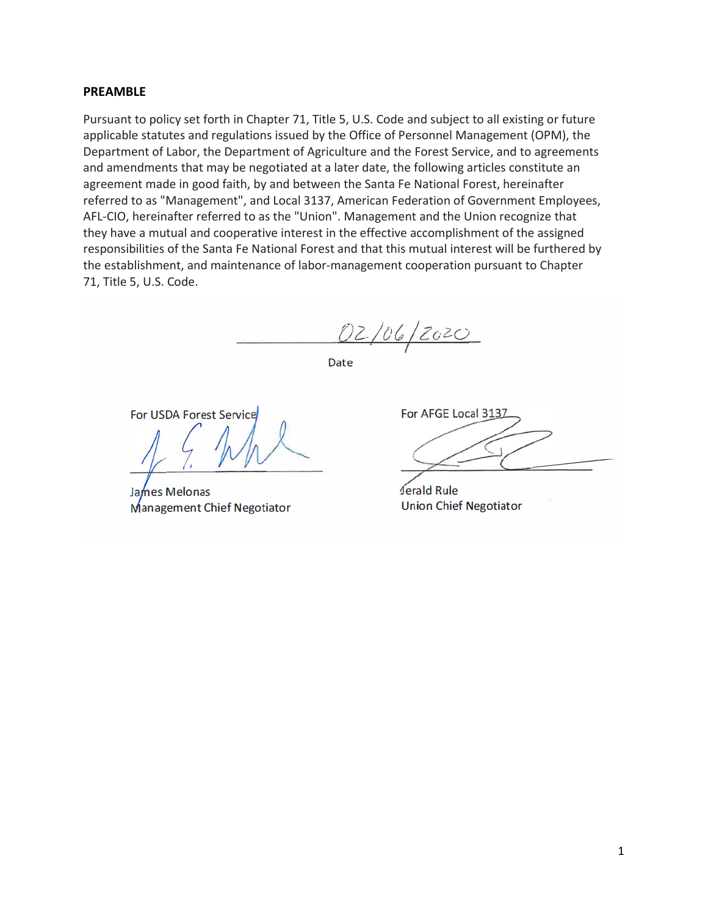## PREAMBLE

Pursuant to policy set forth in Chapter 71, Title 5, U.S. Code and subject to all existing or future applicable statutes and regulations issued by the Office of Personnel Management (OPM), the Department of Labor, the Department of Agriculture and the Forest Service, and to agreements and amendments that may be negotiated at a later date, the following articles constitute an agreement made in good faith, by and between the Santa Fe National Forest, hereinafter referred to as "Management", and Local 3137, American Federation of Government Employees, AFL-CIO, hereinafter referred to as the "Union". Management and the Union recognize that they have a mutual and cooperative interest in the effective accomplishment of the assigned responsibilities of the Santa Fe National Forest and that this mutual interest will be furthered by the establishment, and maintenance of labor-management cooperation pursuant to Chapter 71, Title 5, U.S. Code.

02/06/2020
Date

For USDA Forest Service

James Melonas
Management Chief Negotiator

For AFGE Local 3137

Jerald Rule
Union Chief Negotiator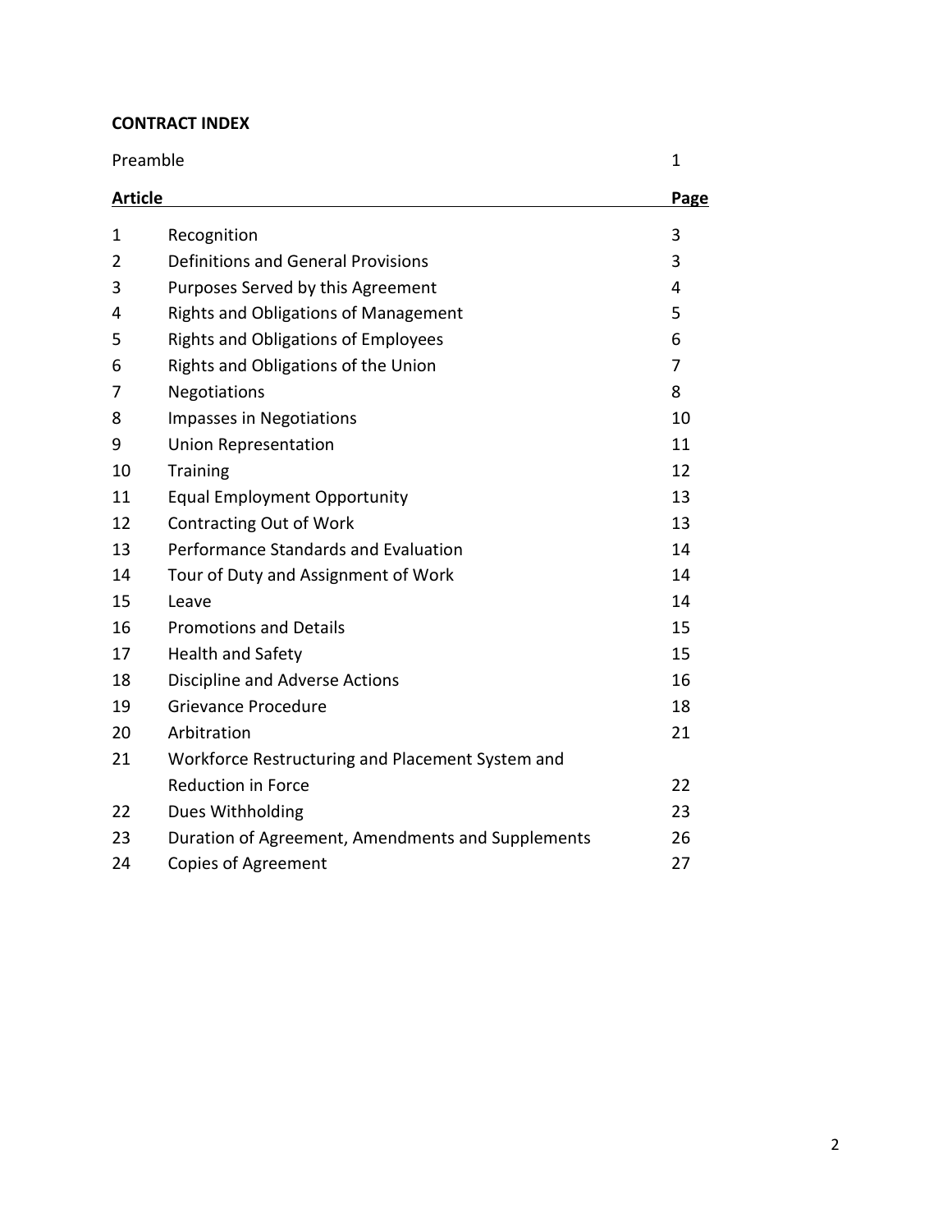**CONTRACT INDEX**

| | | |
|---|---|---|
| Preamble | | 1 |
| **Article** | | **Page** |
| 1 | Recognition | 3 |
| 2 | Definitions and General Provisions | 3 |
| 3 | Purposes Served by this Agreement | 4 |
| 4 | Rights and Obligations of Management | 5 |
| 5 | Rights and Obligations of Employees | 6 |
| 6 | Rights and Obligations of the Union | 7 |
| 7 | Negotiations | 8 |
| 8 | Impasses in Negotiations | 10 |
| 9 | Union Representation | 11 |
| 10 | Training | 12 |
| 11 | Equal Employment Opportunity | 13 |
| 12 | Contracting Out of Work | 13 |
| 13 | Performance Standards and Evaluation | 14 |
| 14 | Tour of Duty and Assignment of Work | 14 |
| 15 | Leave | 14 |
| 16 | Promotions and Details | 15 |
| 17 | Health and Safety | 15 |
| 18 | Discipline and Adverse Actions | 16 |
| 19 | Grievance Procedure | 18 |
| 20 | Arbitration | 21 |
| 21 | Workforce Restructuring and Placement System and Reduction in Force | 22 |
| 22 | Dues Withholding | 23 |
| 23 | Duration of Agreement, Amendments and Supplements | 26 |
| 24 | Copies of Agreement | 27 |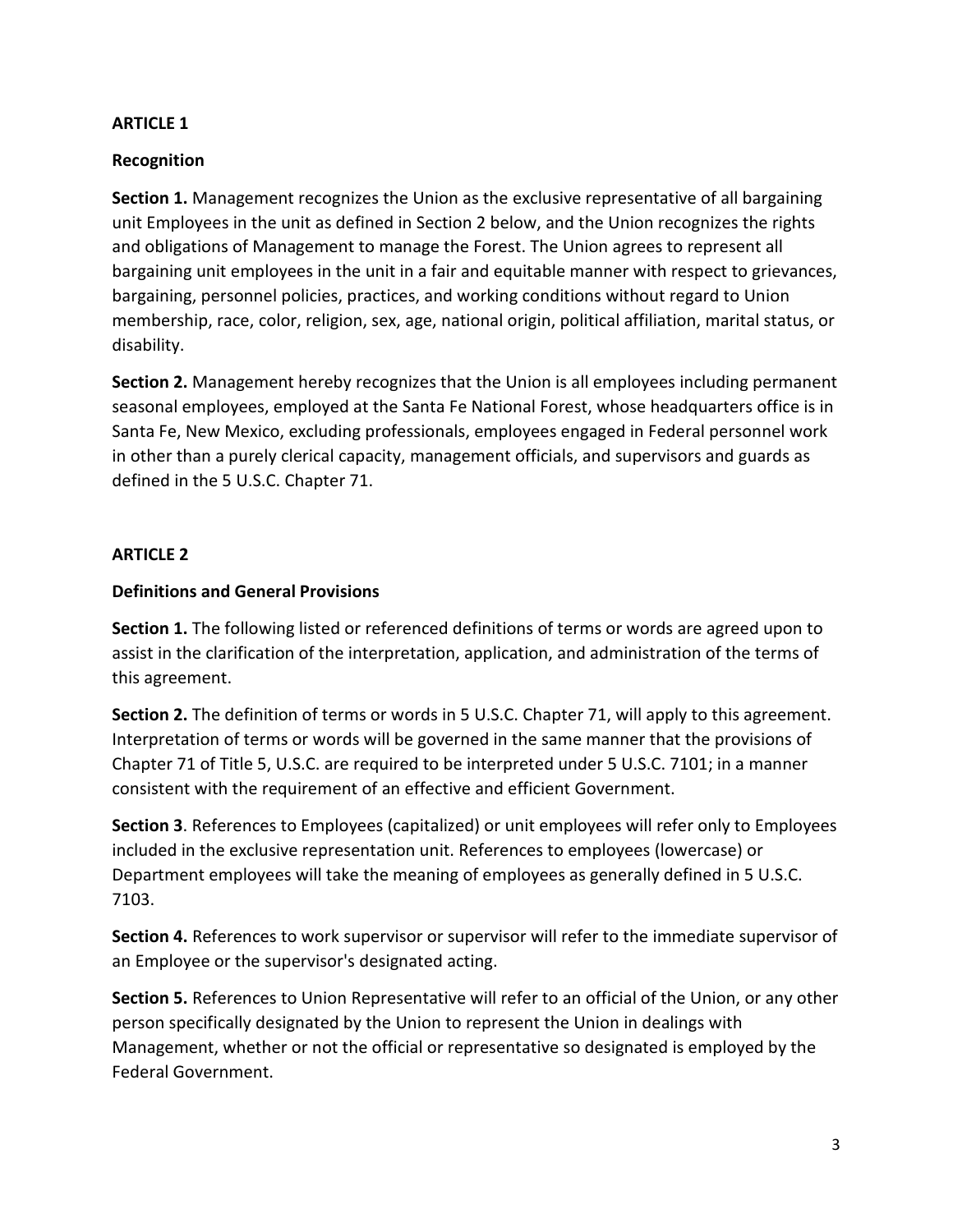## ARTICLE 1

### Recognition

**Section 1.** Management recognizes the Union as the exclusive representative of all bargaining unit Employees in the unit as defined in Section 2 below, and the Union recognizes the rights and obligations of Management to manage the Forest. The Union agrees to represent all bargaining unit employees in the unit in a fair and equitable manner with respect to grievances, bargaining, personnel policies, practices, and working conditions without regard to Union membership, race, color, religion, sex, age, national origin, political affiliation, marital status, or disability.

**Section 2.** Management hereby recognizes that the Union is all employees including permanent seasonal employees, employed at the Santa Fe National Forest, whose headquarters office is in Santa Fe, New Mexico, excluding professionals, employees engaged in Federal personnel work in other than a purely clerical capacity, management officials, and supervisors and guards as defined in the 5 U.S.C. Chapter 71.

## ARTICLE 2

### Definitions and General Provisions

**Section 1.** The following listed or referenced definitions of terms or words are agreed upon to assist in the clarification of the interpretation, application, and administration of the terms of this agreement.

**Section 2.** The definition of terms or words in 5 U.S.C. Chapter 71, will apply to this agreement. Interpretation of terms or words will be governed in the same manner that the provisions of Chapter 71 of Title 5, U.S.C. are required to be interpreted under 5 U.S.C. 7101; in a manner consistent with the requirement of an effective and efficient Government.

**Section 3**. References to Employees (capitalized) or unit employees will refer only to Employees included in the exclusive representation unit. References to employees (lowercase) or Department employees will take the meaning of employees as generally defined in 5 U.S.C. 7103.

**Section 4.** References to work supervisor or supervisor will refer to the immediate supervisor of an Employee or the supervisor's designated acting.

**Section 5.** References to Union Representative will refer to an official of the Union, or any other person specifically designated by the Union to represent the Union in dealings with Management, whether or not the official or representative so designated is employed by the Federal Government.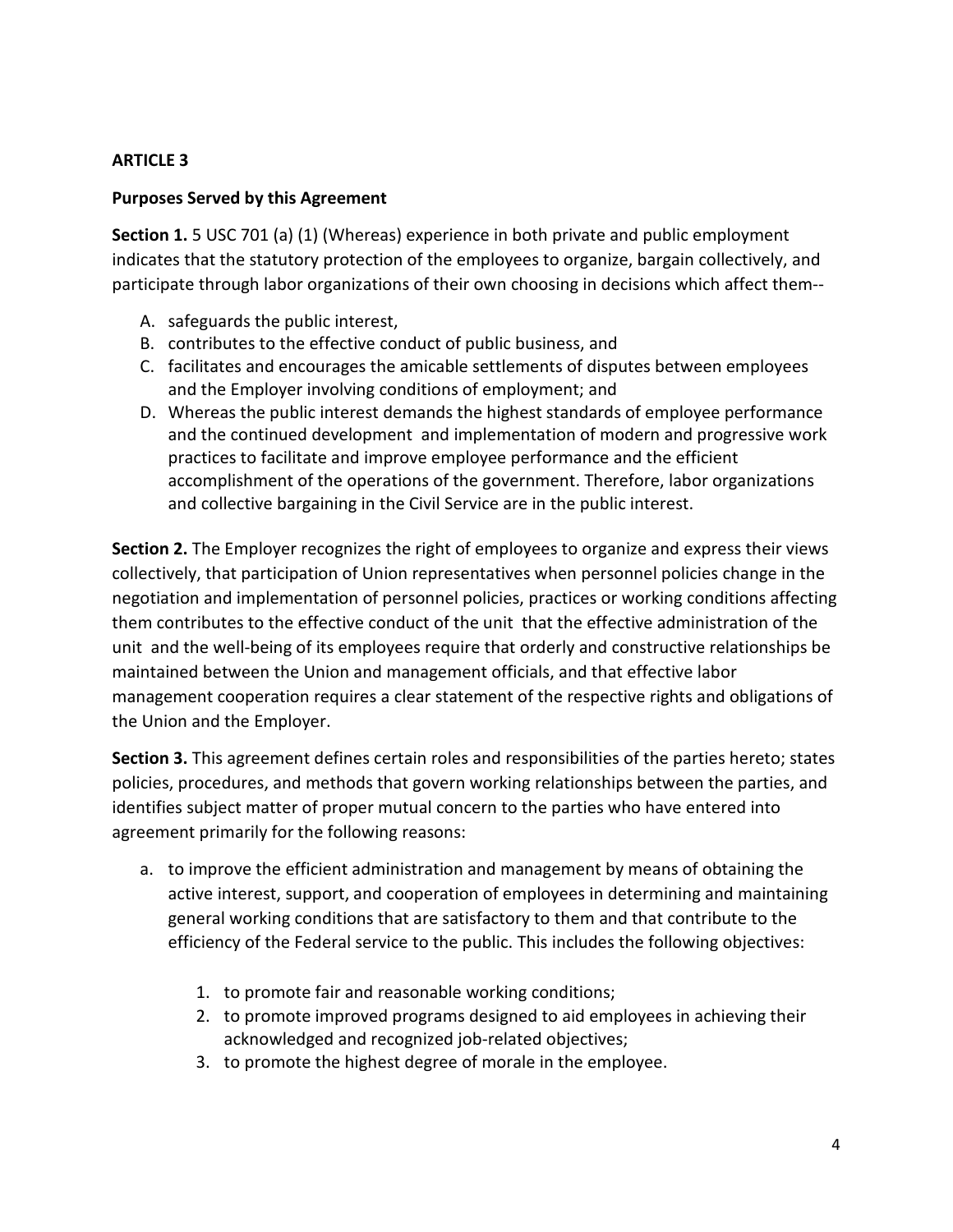## ARTICLE 3

### Purposes Served by this Agreement

**Section 1.** 5 USC 701 (a) (1) (Whereas) experience in both private and public employment indicates that the statutory protection of the employees to organize, bargain collectively, and participate through labor organizations of their own choosing in decisions which affect them--

A. safeguards the public interest,
B. contributes to the effective conduct of public business, and
C. facilitates and encourages the amicable settlements of disputes between employees and the Employer involving conditions of employment; and
D. Whereas the public interest demands the highest standards of employee performance and the continued development and implementation of modern and progressive work practices to facilitate and improve employee performance and the efficient accomplishment of the operations of the government. Therefore, labor organizations and collective bargaining in the Civil Service are in the public interest.

**Section 2.** The Employer recognizes the right of employees to organize and express their views collectively, that participation of Union representatives when personnel policies change in the negotiation and implementation of personnel policies, practices or working conditions affecting them contributes to the effective conduct of the unit that the effective administration of the unit and the well-being of its employees require that orderly and constructive relationships be maintained between the Union and management officials, and that effective labor management cooperation requires a clear statement of the respective rights and obligations of the Union and the Employer.

**Section 3.** This agreement defines certain roles and responsibilities of the parties hereto; states policies, procedures, and methods that govern working relationships between the parties, and identifies subject matter of proper mutual concern to the parties who have entered into agreement primarily for the following reasons:

a. to improve the efficient administration and management by means of obtaining the active interest, support, and cooperation of employees in determining and maintaining general working conditions that are satisfactory to them and that contribute to the efficiency of the Federal service to the public. This includes the following objectives:

    1. to promote fair and reasonable working conditions;
    2. to promote improved programs designed to aid employees in achieving their acknowledged and recognized job-related objectives;
    3. to promote the highest degree of morale in the employee.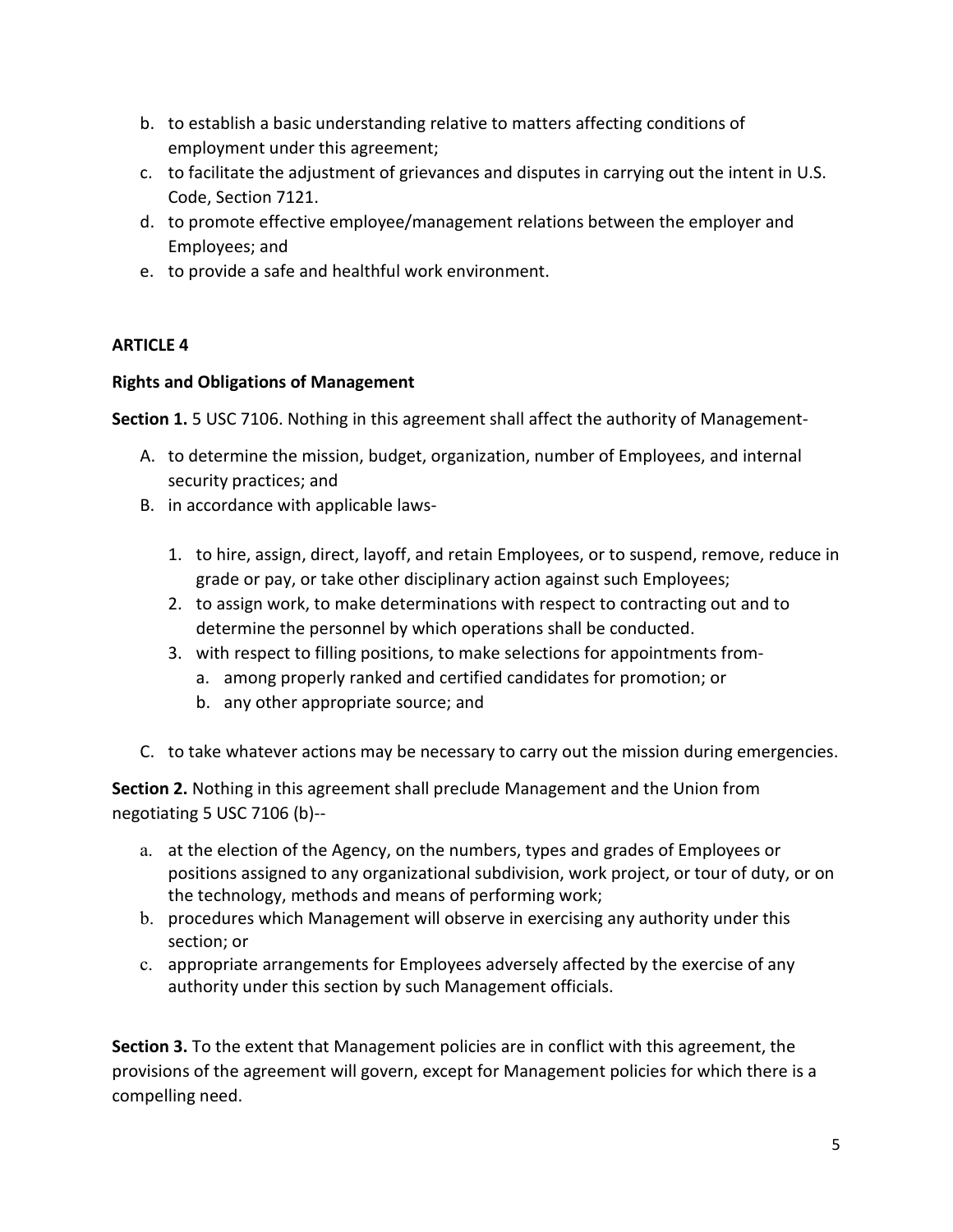b. to establish a basic understanding relative to matters affecting conditions of employment under this agreement;
c. to facilitate the adjustment of grievances and disputes in carrying out the intent in U.S. Code, Section 7121.
d. to promote effective employee/management relations between the employer and Employees; and
e. to provide a safe and healthful work environment.

**ARTICLE 4**

**Rights and Obligations of Management**

**Section 1.** 5 USC 7106. Nothing in this agreement shall affect the authority of Management-

A. to determine the mission, budget, organization, number of Employees, and internal security practices; and
B. in accordance with applicable laws-
   1. to hire, assign, direct, layoff, and retain Employees, or to suspend, remove, reduce in grade or pay, or take other disciplinary action against such Employees;
   2. to assign work, to make determinations with respect to contracting out and to determine the personnel by which operations shall be conducted.
   3. with respect to filling positions, to make selections for appointments from-
      a. among properly ranked and certified candidates for promotion; or
      b. any other appropriate source; and
C. to take whatever actions may be necessary to carry out the mission during emergencies.

**Section 2.** Nothing in this agreement shall preclude Management and the Union from negotiating 5 USC 7106 (b)--

a. at the election of the Agency, on the numbers, types and grades of Employees or positions assigned to any organizational subdivision, work project, or tour of duty, or on the technology, methods and means of performing work;
b. procedures which Management will observe in exercising any authority under this section; or
c. appropriate arrangements for Employees adversely affected by the exercise of any authority under this section by such Management officials.

**Section 3.** To the extent that Management policies are in conflict with this agreement, the provisions of the agreement will govern, except for Management policies for which there is a compelling need.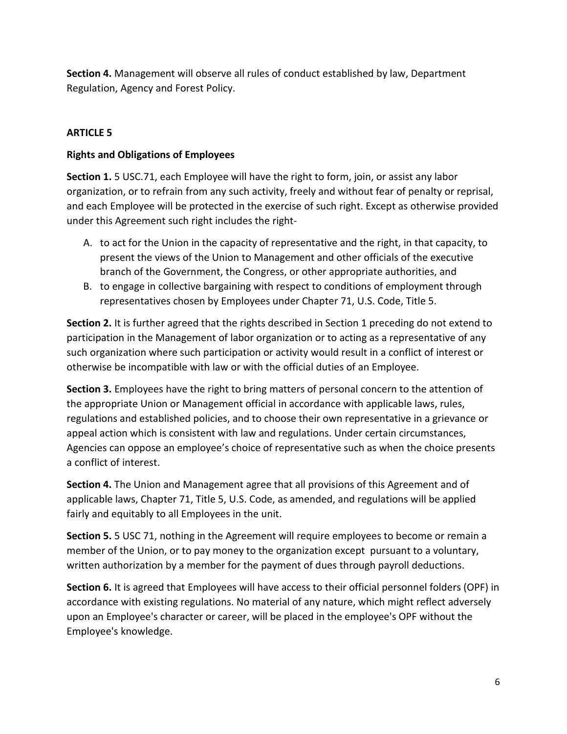**Section 4.** Management will observe all rules of conduct established by law, Department Regulation, Agency and Forest Policy.

## ARTICLE 5

### Rights and Obligations of Employees

**Section 1.** 5 USC.71, each Employee will have the right to form, join, or assist any labor organization, or to refrain from any such activity, freely and without fear of penalty or reprisal, and each Employee will be protected in the exercise of such right. Except as otherwise provided under this Agreement such right includes the right-

A. to act for the Union in the capacity of representative and the right, in that capacity, to present the views of the Union to Management and other officials of the executive branch of the Government, the Congress, or other appropriate authorities, and
B. to engage in collective bargaining with respect to conditions of employment through representatives chosen by Employees under Chapter 71, U.S. Code, Title 5.

**Section 2.** It is further agreed that the rights described in Section 1 preceding do not extend to participation in the Management of labor organization or to acting as a representative of any such organization where such participation or activity would result in a conflict of interest or otherwise be incompatible with law or with the official duties of an Employee.

**Section 3.** Employees have the right to bring matters of personal concern to the attention of the appropriate Union or Management official in accordance with applicable laws, rules, regulations and established policies, and to choose their own representative in a grievance or appeal action which is consistent with law and regulations. Under certain circumstances, Agencies can oppose an employee's choice of representative such as when the choice presents a conflict of interest.

**Section 4.** The Union and Management agree that all provisions of this Agreement and of applicable laws, Chapter 71, Title 5, U.S. Code, as amended, and regulations will be applied fairly and equitably to all Employees in the unit.

**Section 5.** 5 USC 71, nothing in the Agreement will require employees to become or remain a member of the Union, or to pay money to the organization except pursuant to a voluntary, written authorization by a member for the payment of dues through payroll deductions.

**Section 6.** It is agreed that Employees will have access to their official personnel folders (OPF) in accordance with existing regulations. No material of any nature, which might reflect adversely upon an Employee's character or career, will be placed in the employee's OPF without the Employee's knowledge.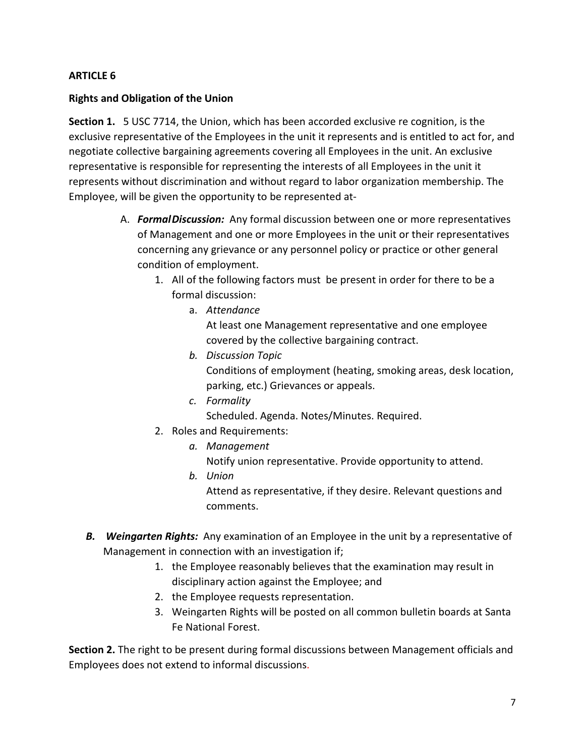**ARTICLE 6**

**Rights and Obligation of the Union**

**Section 1.** 5 USC 7714, the Union, which has been accorded exclusive re cognition, is the exclusive representative of the Employees in the unit it represents and is entitled to act for, and negotiate collective bargaining agreements covering all Employees in the unit. An exclusive representative is responsible for representing the interests of all Employees in the unit it represents without discrimination and without regard to labor organization membership. The Employee, will be given the opportunity to be represented at-

A. ***Formal Discussion:*** Any formal discussion between one or more representatives of Management and one or more Employees in the unit or their representatives concerning any grievance or any personnel policy or practice or other general condition of employment.
   1. All of the following factors must be present in order for there to be a formal discussion:
      a. *Attendance*
         At least one Management representative and one employee covered by the collective bargaining contract.
      b. *Discussion Topic*
         Conditions of employment (heating, smoking areas, desk location, parking, etc.) Grievances or appeals.
      c. *Formality*
         Scheduled. Agenda. Notes/Minutes. Required.
   2. Roles and Requirements:
      a. *Management*
         Notify union representative. Provide opportunity to attend.
      b. *Union*
         Attend as representative, if they desire. Relevant questions and comments.

***B. Weingarten Rights:*** Any examination of an Employee in the unit by a representative of Management in connection with an investigation if;
   1. the Employee reasonably believes that the examination may result in disciplinary action against the Employee; and
   2. the Employee requests representation.
   3. Weingarten Rights will be posted on all common bulletin boards at Santa Fe National Forest.

**Section 2.** The right to be present during formal discussions between Management officials and Employees does not extend to informal discussions.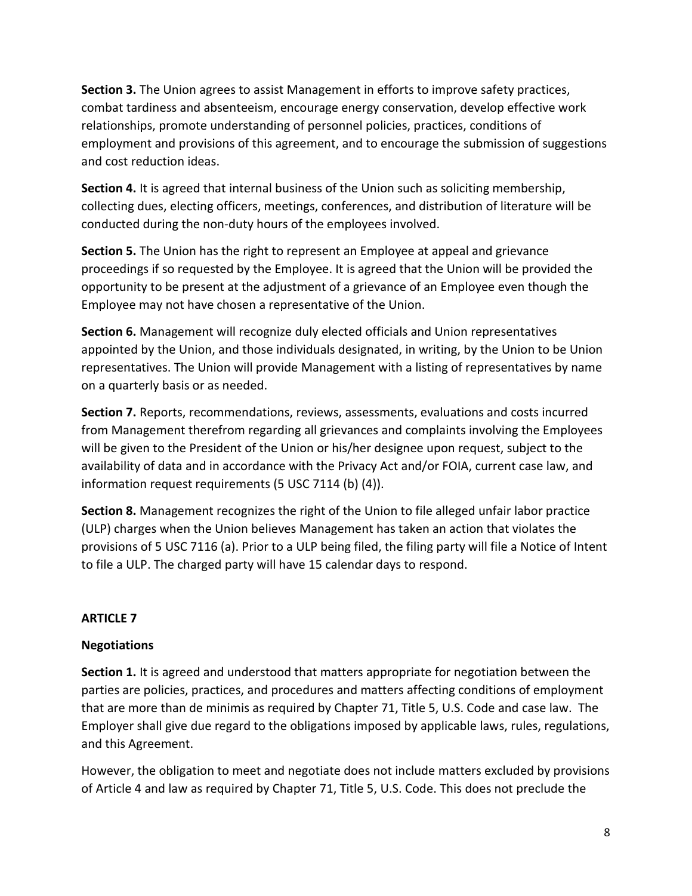**Section 3.** The Union agrees to assist Management in efforts to improve safety practices, combat tardiness and absenteeism, encourage energy conservation, develop effective work relationships, promote understanding of personnel policies, practices, conditions of employment and provisions of this agreement, and to encourage the submission of suggestions and cost reduction ideas.

**Section 4.** It is agreed that internal business of the Union such as soliciting membership, collecting dues, electing officers, meetings, conferences, and distribution of literature will be conducted during the non-duty hours of the employees involved.

**Section 5.** The Union has the right to represent an Employee at appeal and grievance proceedings if so requested by the Employee. It is agreed that the Union will be provided the opportunity to be present at the adjustment of a grievance of an Employee even though the Employee may not have chosen a representative of the Union.

**Section 6.** Management will recognize duly elected officials and Union representatives appointed by the Union, and those individuals designated, in writing, by the Union to be Union representatives. The Union will provide Management with a listing of representatives by name on a quarterly basis or as needed.

**Section 7.** Reports, recommendations, reviews, assessments, evaluations and costs incurred from Management therefrom regarding all grievances and complaints involving the Employees will be given to the President of the Union or his/her designee upon request, subject to the availability of data and in accordance with the Privacy Act and/or FOIA, current case law, and information request requirements (5 USC 7114 (b) (4)).

**Section 8.** Management recognizes the right of the Union to file alleged unfair labor practice (ULP) charges when the Union believes Management has taken an action that violates the provisions of 5 USC 7116 (a). Prior to a ULP being filed, the filing party will file a Notice of Intent to file a ULP. The charged party will have 15 calendar days to respond.

## ARTICLE 7

### Negotiations

**Section 1.** It is agreed and understood that matters appropriate for negotiation between the parties are policies, practices, and procedures and matters affecting conditions of employment that are more than de minimis as required by Chapter 71, Title 5, U.S. Code and case law. The Employer shall give due regard to the obligations imposed by applicable laws, rules, regulations, and this Agreement.

However, the obligation to meet and negotiate does not include matters excluded by provisions of Article 4 and law as required by Chapter 71, Title 5, U.S. Code. This does not preclude the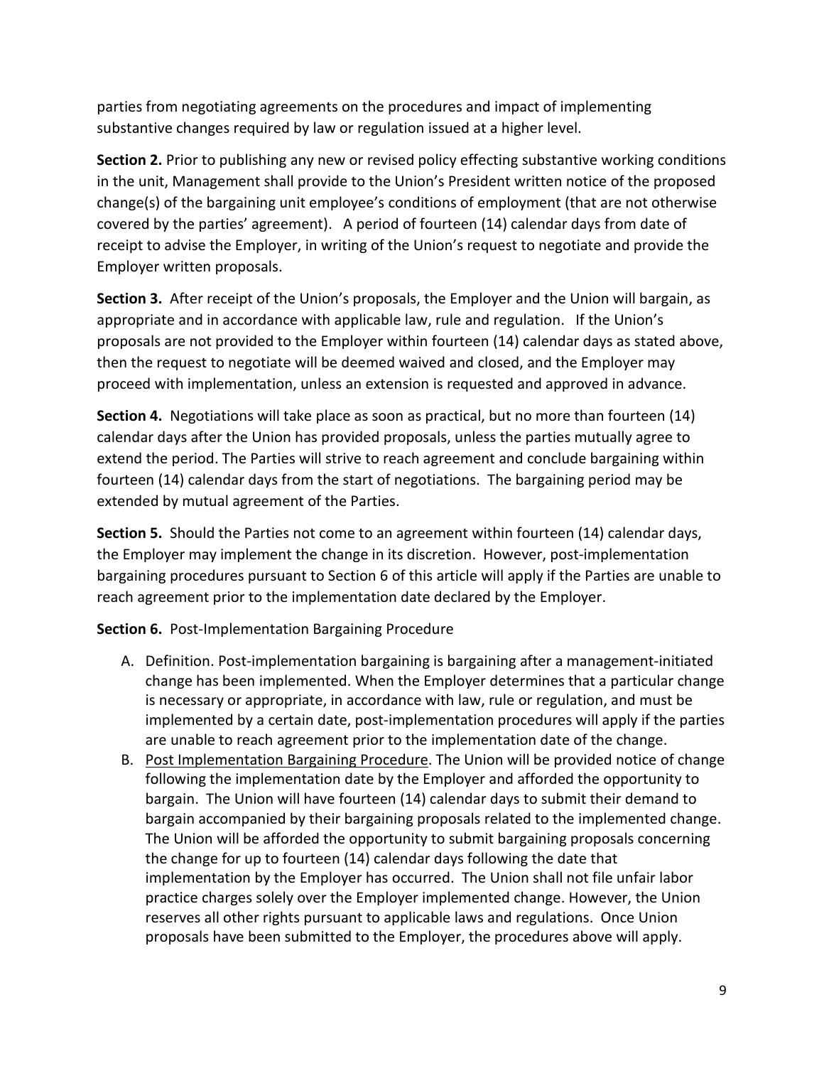parties from negotiating agreements on the procedures and impact of implementing substantive changes required by law or regulation issued at a higher level.

**Section 2.** Prior to publishing any new or revised policy effecting substantive working conditions in the unit, Management shall provide to the Union's President written notice of the proposed change(s) of the bargaining unit employee's conditions of employment (that are not otherwise covered by the parties' agreement). A period of fourteen (14) calendar days from date of receipt to advise the Employer, in writing of the Union's request to negotiate and provide the Employer written proposals.

**Section 3.** After receipt of the Union's proposals, the Employer and the Union will bargain, as appropriate and in accordance with applicable law, rule and regulation. If the Union's proposals are not provided to the Employer within fourteen (14) calendar days as stated above, then the request to negotiate will be deemed waived and closed, and the Employer may proceed with implementation, unless an extension is requested and approved in advance.

**Section 4.** Negotiations will take place as soon as practical, but no more than fourteen (14) calendar days after the Union has provided proposals, unless the parties mutually agree to extend the period. The Parties will strive to reach agreement and conclude bargaining within fourteen (14) calendar days from the start of negotiations. The bargaining period may be extended by mutual agreement of the Parties.

**Section 5.** Should the Parties not come to an agreement within fourteen (14) calendar days, the Employer may implement the change in its discretion. However, post-implementation bargaining procedures pursuant to Section 6 of this article will apply if the Parties are unable to reach agreement prior to the implementation date declared by the Employer.

**Section 6.** Post-Implementation Bargaining Procedure

A. Definition. Post-implementation bargaining is bargaining after a management-initiated change has been implemented. When the Employer determines that a particular change is necessary or appropriate, in accordance with law, rule or regulation, and must be implemented by a certain date, post-implementation procedures will apply if the parties are unable to reach agreement prior to the implementation date of the change.
B. <u>Post Implementation Bargaining Procedure</u>. The Union will be provided notice of change following the implementation date by the Employer and afforded the opportunity to bargain. The Union will have fourteen (14) calendar days to submit their demand to bargain accompanied by their bargaining proposals related to the implemented change. The Union will be afforded the opportunity to submit bargaining proposals concerning the change for up to fourteen (14) calendar days following the date that implementation by the Employer has occurred. The Union shall not file unfair labor practice charges solely over the Employer implemented change. However, the Union reserves all other rights pursuant to applicable laws and regulations. Once Union proposals have been submitted to the Employer, the procedures above will apply.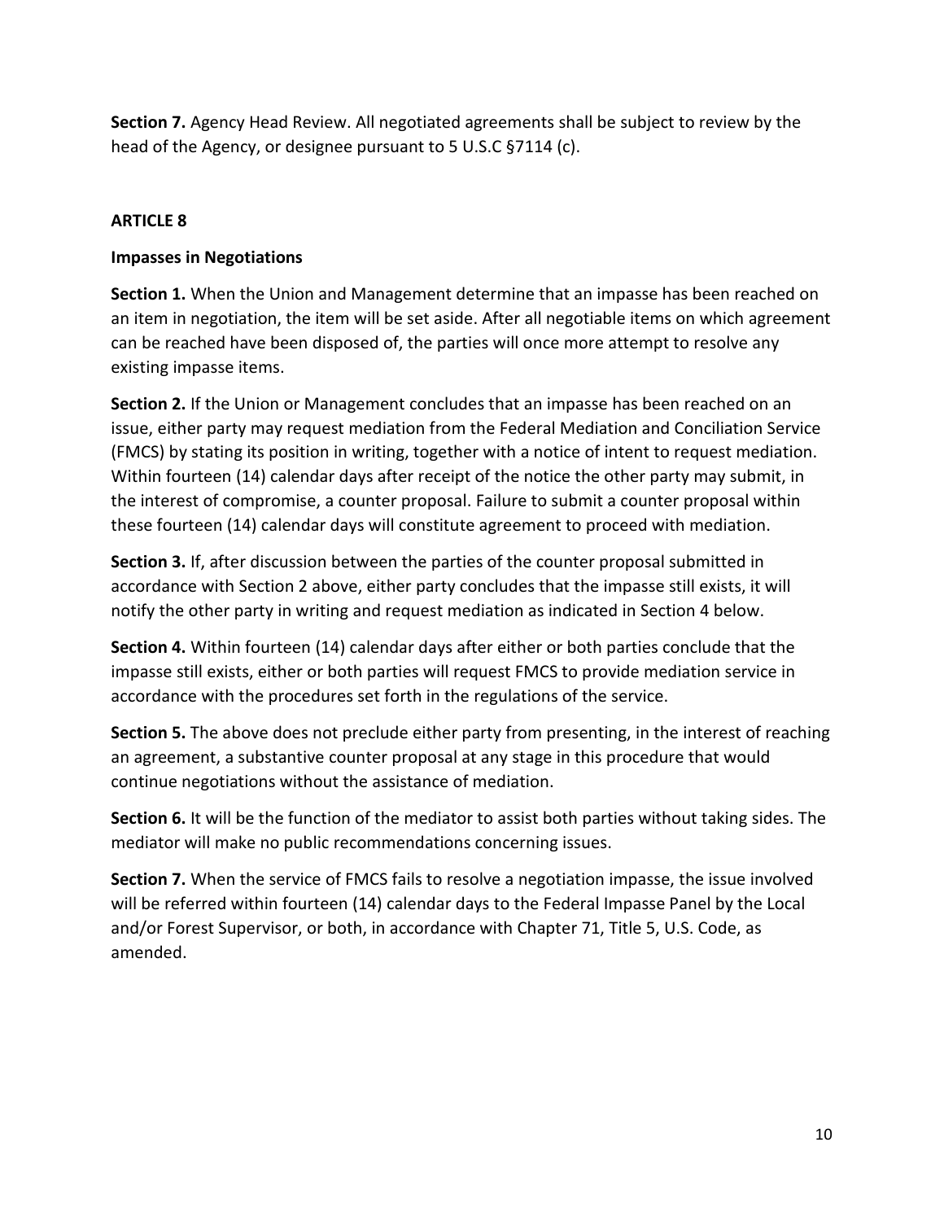**Section 7.** Agency Head Review. All negotiated agreements shall be subject to review by the head of the Agency, or designee pursuant to 5 U.S.C §7114 (c).

## ARTICLE 8

### Impasses in Negotiations

**Section 1.** When the Union and Management determine that an impasse has been reached on an item in negotiation, the item will be set aside. After all negotiable items on which agreement can be reached have been disposed of, the parties will once more attempt to resolve any existing impasse items.

**Section 2.** If the Union or Management concludes that an impasse has been reached on an issue, either party may request mediation from the Federal Mediation and Conciliation Service (FMCS) by stating its position in writing, together with a notice of intent to request mediation. Within fourteen (14) calendar days after receipt of the notice the other party may submit, in the interest of compromise, a counter proposal. Failure to submit a counter proposal within these fourteen (14) calendar days will constitute agreement to proceed with mediation.

**Section 3.** If, after discussion between the parties of the counter proposal submitted in accordance with Section 2 above, either party concludes that the impasse still exists, it will notify the other party in writing and request mediation as indicated in Section 4 below.

**Section 4.** Within fourteen (14) calendar days after either or both parties conclude that the impasse still exists, either or both parties will request FMCS to provide mediation service in accordance with the procedures set forth in the regulations of the service.

**Section 5.** The above does not preclude either party from presenting, in the interest of reaching an agreement, a substantive counter proposal at any stage in this procedure that would continue negotiations without the assistance of mediation.

**Section 6.** It will be the function of the mediator to assist both parties without taking sides. The mediator will make no public recommendations concerning issues.

**Section 7.** When the service of FMCS fails to resolve a negotiation impasse, the issue involved will be referred within fourteen (14) calendar days to the Federal Impasse Panel by the Local and/or Forest Supervisor, or both, in accordance with Chapter 71, Title 5, U.S. Code, as amended.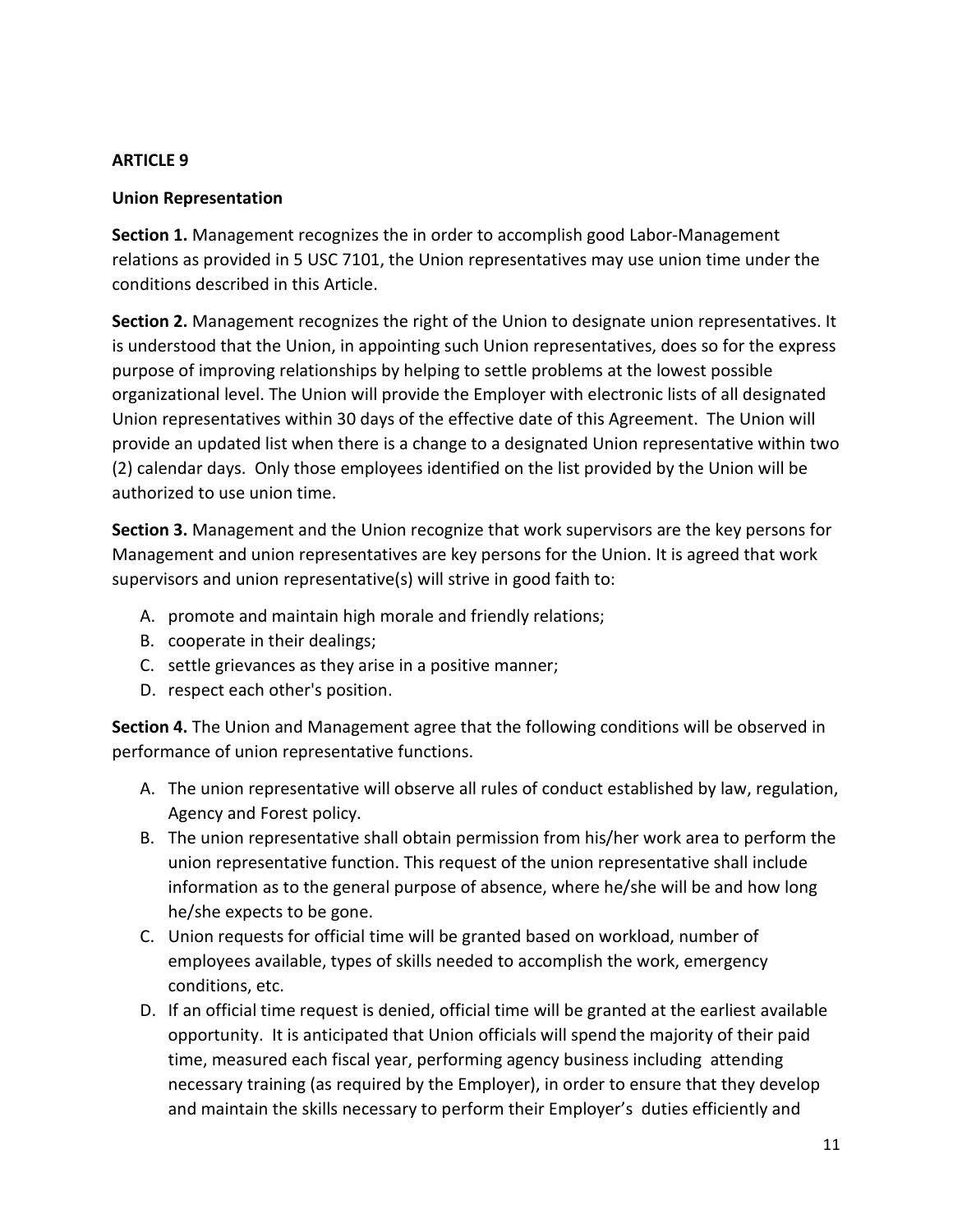## ARTICLE 9

### Union Representation

**Section 1.** Management recognizes the in order to accomplish good Labor-Management relations as provided in 5 USC 7101, the Union representatives may use union time under the conditions described in this Article.

**Section 2.** Management recognizes the right of the Union to designate union representatives. It is understood that the Union, in appointing such Union representatives, does so for the express purpose of improving relationships by helping to settle problems at the lowest possible organizational level. The Union will provide the Employer with electronic lists of all designated Union representatives within 30 days of the effective date of this Agreement. The Union will provide an updated list when there is a change to a designated Union representative within two (2) calendar days. Only those employees identified on the list provided by the Union will be authorized to use union time.

**Section 3.** Management and the Union recognize that work supervisors are the key persons for Management and union representatives are key persons for the Union. It is agreed that work supervisors and union representative(s) will strive in good faith to:

A. promote and maintain high morale and friendly relations;
B. cooperate in their dealings;
C. settle grievances as they arise in a positive manner;
D. respect each other's position.

**Section 4.** The Union and Management agree that the following conditions will be observed in performance of union representative functions.

A. The union representative will observe all rules of conduct established by law, regulation, Agency and Forest policy.
B. The union representative shall obtain permission from his/her work area to perform the union representative function. This request of the union representative shall include information as to the general purpose of absence, where he/she will be and how long he/she expects to be gone.
C. Union requests for official time will be granted based on workload, number of employees available, types of skills needed to accomplish the work, emergency conditions, etc.
D. If an official time request is denied, official time will be granted at the earliest available opportunity. It is anticipated that Union officials will spend the majority of their paid time, measured each fiscal year, performing agency business including attending necessary training (as required by the Employer), in order to ensure that they develop and maintain the skills necessary to perform their Employer's duties efficiently and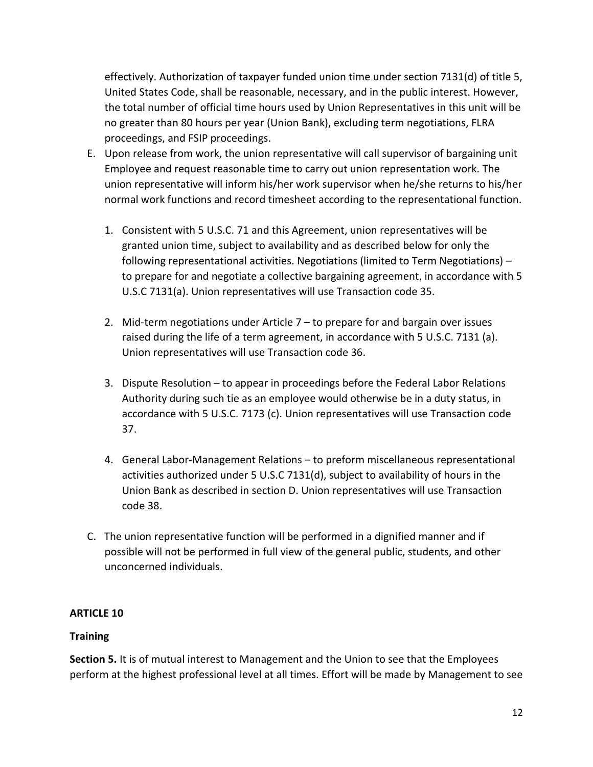effectively. Authorization of taxpayer funded union time under section 7131(d) of title 5, United States Code, shall be reasonable, necessary, and in the public interest. However, the total number of official time hours used by Union Representatives in this unit will be no greater than 80 hours per year (Union Bank), excluding term negotiations, FLRA proceedings, and FSIP proceedings.

E. Upon release from work, the union representative will call supervisor of bargaining unit Employee and request reasonable time to carry out union representation work. The union representative will inform his/her work supervisor when he/she returns to his/her normal work functions and record timesheet according to the representational function.

   1. Consistent with 5 U.S.C. 71 and this Agreement, union representatives will be granted union time, subject to availability and as described below for only the following representational activities. Negotiations (limited to Term Negotiations) – to prepare for and negotiate a collective bargaining agreement, in accordance with 5 U.S.C 7131(a). Union representatives will use Transaction code 35.

   2. Mid-term negotiations under Article 7 – to prepare for and bargain over issues raised during the life of a term agreement, in accordance with 5 U.S.C. 7131 (a). Union representatives will use Transaction code 36.

   3. Dispute Resolution – to appear in proceedings before the Federal Labor Relations Authority during such tie as an employee would otherwise be in a duty status, in accordance with 5 U.S.C. 7173 (c). Union representatives will use Transaction code 37.

   4. General Labor-Management Relations – to preform miscellaneous representational activities authorized under 5 U.S.C 7131(d), subject to availability of hours in the Union Bank as described in section D. Union representatives will use Transaction code 38.

C. The union representative function will be performed in a dignified manner and if possible will not be performed in full view of the general public, students, and other unconcerned individuals.

**ARTICLE 10**

**Training**

**Section 5.** It is of mutual interest to Management and the Union to see that the Employees perform at the highest professional level at all times. Effort will be made by Management to see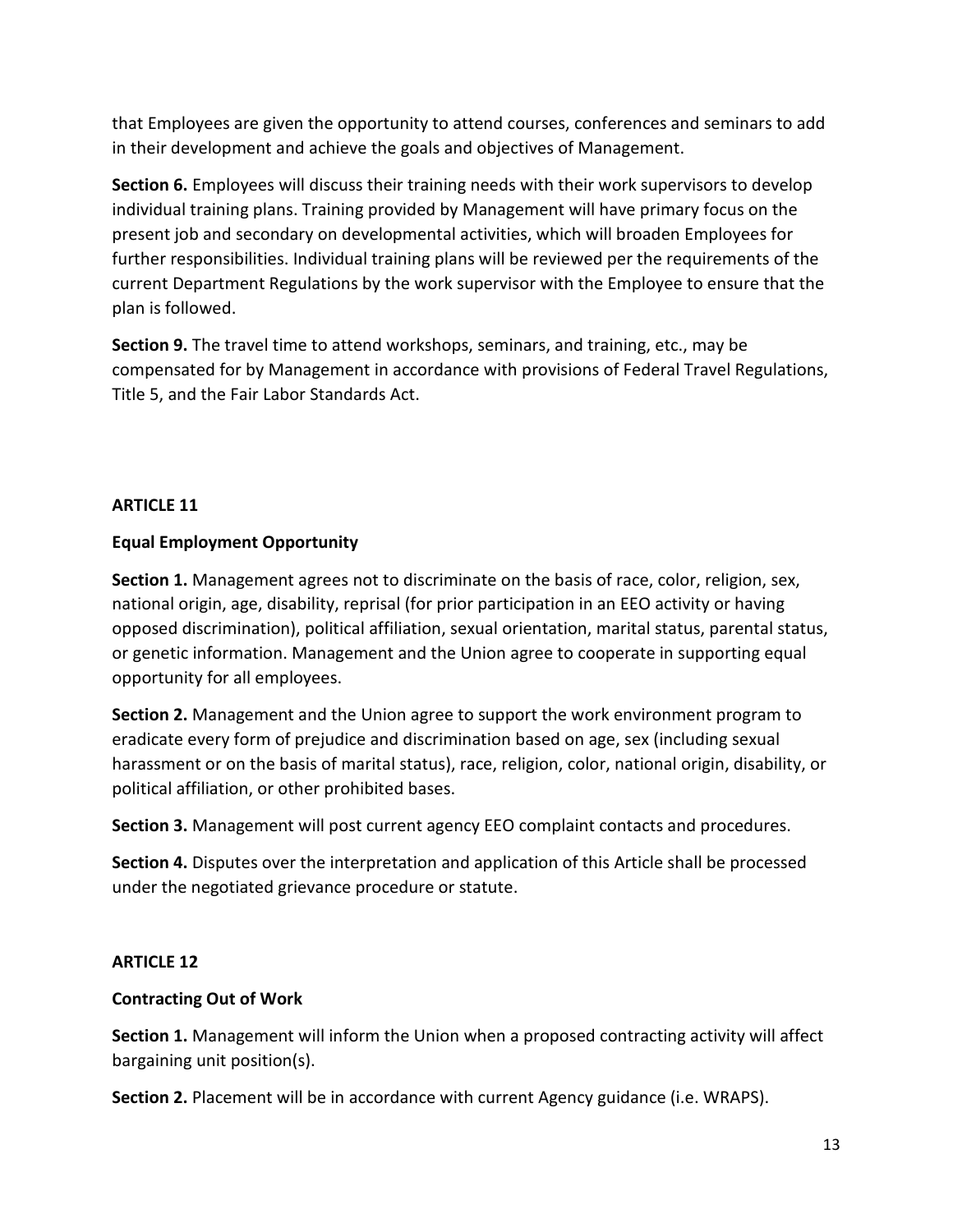that Employees are given the opportunity to attend courses, conferences and seminars to add in their development and achieve the goals and objectives of Management.

**Section 6.** Employees will discuss their training needs with their work supervisors to develop individual training plans. Training provided by Management will have primary focus on the present job and secondary on developmental activities, which will broaden Employees for further responsibilities. Individual training plans will be reviewed per the requirements of the current Department Regulations by the work supervisor with the Employee to ensure that the plan is followed.

**Section 9.** The travel time to attend workshops, seminars, and training, etc., may be compensated for by Management in accordance with provisions of Federal Travel Regulations, Title 5, and the Fair Labor Standards Act.

## ARTICLE 11

### Equal Employment Opportunity

**Section 1.** Management agrees not to discriminate on the basis of race, color, religion, sex, national origin, age, disability, reprisal (for prior participation in an EEO activity or having opposed discrimination), political affiliation, sexual orientation, marital status, parental status, or genetic information. Management and the Union agree to cooperate in supporting equal opportunity for all employees.

**Section 2.** Management and the Union agree to support the work environment program to eradicate every form of prejudice and discrimination based on age, sex (including sexual harassment or on the basis of marital status), race, religion, color, national origin, disability, or political affiliation, or other prohibited bases.

**Section 3.** Management will post current agency EEO complaint contacts and procedures.

**Section 4.** Disputes over the interpretation and application of this Article shall be processed under the negotiated grievance procedure or statute.

## ARTICLE 12

### Contracting Out of Work

**Section 1.** Management will inform the Union when a proposed contracting activity will affect bargaining unit position(s).

**Section 2.** Placement will be in accordance with current Agency guidance (i.e. WRAPS).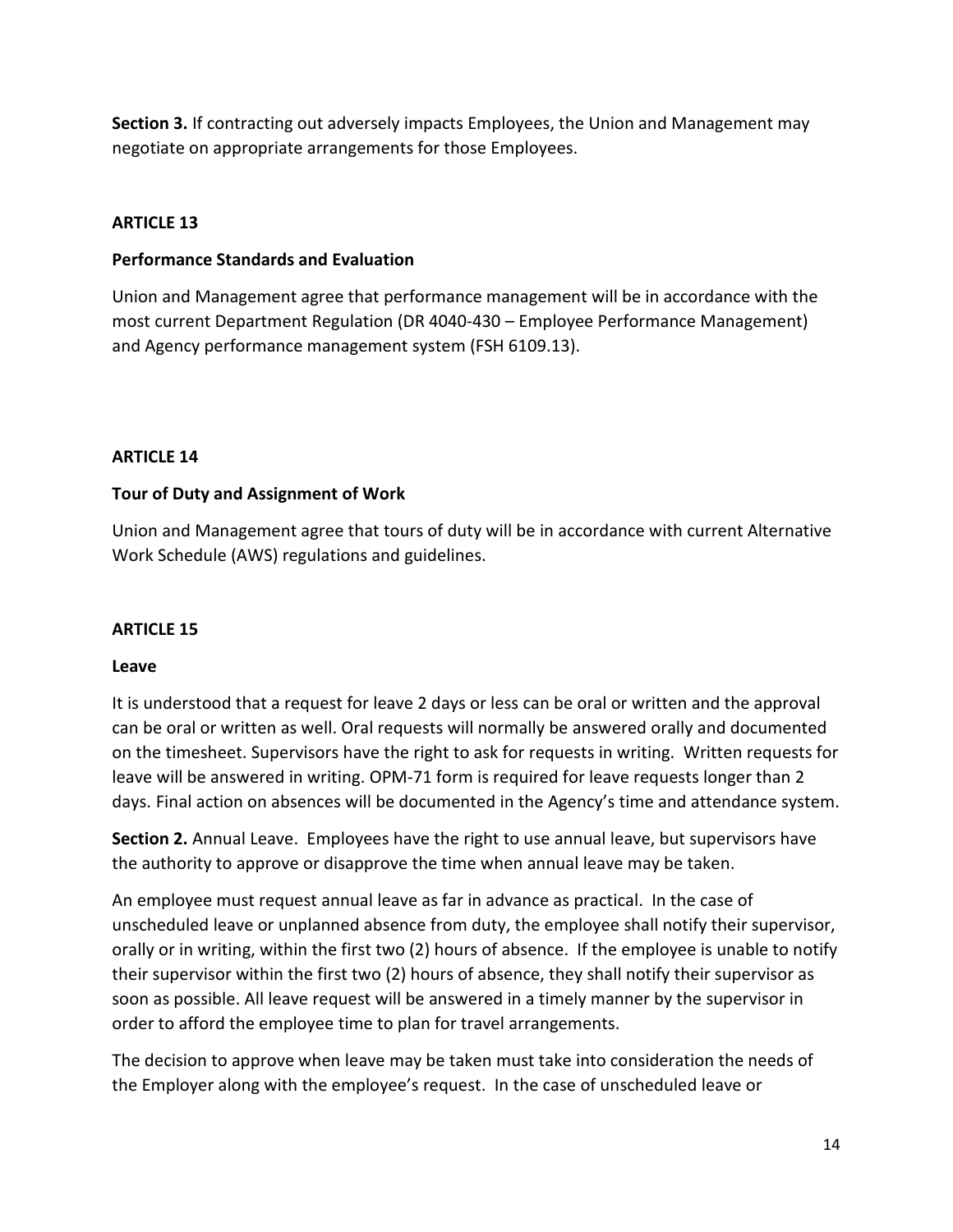**Section 3.** If contracting out adversely impacts Employees, the Union and Management may negotiate on appropriate arrangements for those Employees.

## ARTICLE 13

### Performance Standards and Evaluation

Union and Management agree that performance management will be in accordance with the most current Department Regulation (DR 4040-430 – Employee Performance Management) and Agency performance management system (FSH 6109.13).

## ARTICLE 14

### Tour of Duty and Assignment of Work

Union and Management agree that tours of duty will be in accordance with current Alternative Work Schedule (AWS) regulations and guidelines.

## ARTICLE 15

### Leave

It is understood that a request for leave 2 days or less can be oral or written and the approval can be oral or written as well. Oral requests will normally be answered orally and documented on the timesheet. Supervisors have the right to ask for requests in writing. Written requests for leave will be answered in writing. OPM-71 form is required for leave requests longer than 2 days. Final action on absences will be documented in the Agency's time and attendance system.

**Section 2.** Annual Leave. Employees have the right to use annual leave, but supervisors have the authority to approve or disapprove the time when annual leave may be taken.

An employee must request annual leave as far in advance as practical. In the case of unscheduled leave or unplanned absence from duty, the employee shall notify their supervisor, orally or in writing, within the first two (2) hours of absence. If the employee is unable to notify their supervisor within the first two (2) hours of absence, they shall notify their supervisor as soon as possible. All leave request will be answered in a timely manner by the supervisor in order to afford the employee time to plan for travel arrangements.

The decision to approve when leave may be taken must take into consideration the needs of the Employer along with the employee's request. In the case of unscheduled leave or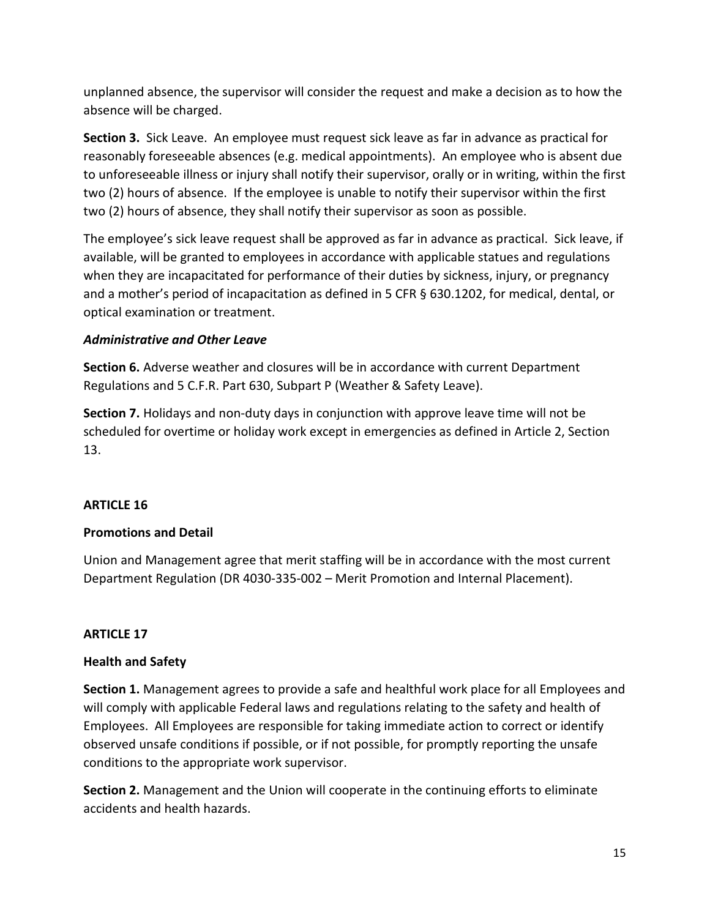unplanned absence, the supervisor will consider the request and make a decision as to how the absence will be charged.

**Section 3.** Sick Leave. An employee must request sick leave as far in advance as practical for reasonably foreseeable absences (e.g. medical appointments). An employee who is absent due to unforeseeable illness or injury shall notify their supervisor, orally or in writing, within the first two (2) hours of absence. If the employee is unable to notify their supervisor within the first two (2) hours of absence, they shall notify their supervisor as soon as possible.

The employee's sick leave request shall be approved as far in advance as practical. Sick leave, if available, will be granted to employees in accordance with applicable statues and regulations when they are incapacitated for performance of their duties by sickness, injury, or pregnancy and a mother's period of incapacitation as defined in 5 CFR § 630.1202, for medical, dental, or optical examination or treatment.

***Administrative and Other Leave***

**Section 6.** Adverse weather and closures will be in accordance with current Department Regulations and 5 C.F.R. Part 630, Subpart P (Weather & Safety Leave).

**Section 7.** Holidays and non-duty days in conjunction with approve leave time will not be scheduled for overtime or holiday work except in emergencies as defined in Article 2, Section 13.

## ARTICLE 16

### Promotions and Detail

Union and Management agree that merit staffing will be in accordance with the most current Department Regulation (DR 4030-335-002 – Merit Promotion and Internal Placement).

## ARTICLE 17

### Health and Safety

**Section 1.** Management agrees to provide a safe and healthful work place for all Employees and will comply with applicable Federal laws and regulations relating to the safety and health of Employees. All Employees are responsible for taking immediate action to correct or identify observed unsafe conditions if possible, or if not possible, for promptly reporting the unsafe conditions to the appropriate work supervisor.

**Section 2.** Management and the Union will cooperate in the continuing efforts to eliminate accidents and health hazards.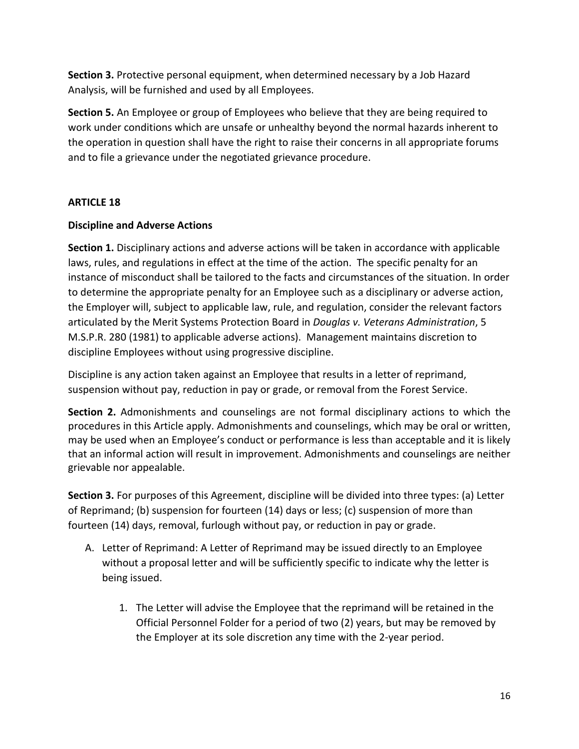**Section 3.** Protective personal equipment, when determined necessary by a Job Hazard Analysis, will be furnished and used by all Employees.

**Section 5.** An Employee or group of Employees who believe that they are being required to work under conditions which are unsafe or unhealthy beyond the normal hazards inherent to the operation in question shall have the right to raise their concerns in all appropriate forums and to file a grievance under the negotiated grievance procedure.

## ARTICLE 18

### Discipline and Adverse Actions

**Section 1.** Disciplinary actions and adverse actions will be taken in accordance with applicable laws, rules, and regulations in effect at the time of the action. The specific penalty for an instance of misconduct shall be tailored to the facts and circumstances of the situation. In order to determine the appropriate penalty for an Employee such as a disciplinary or adverse action, the Employer will, subject to applicable law, rule, and regulation, consider the relevant factors articulated by the Merit Systems Protection Board in *Douglas v. Veterans Administration*, 5 M.S.P.R. 280 (1981) to applicable adverse actions). Management maintains discretion to discipline Employees without using progressive discipline.

Discipline is any action taken against an Employee that results in a letter of reprimand, suspension without pay, reduction in pay or grade, or removal from the Forest Service.

**Section 2.** Admonishments and counselings are not formal disciplinary actions to which the procedures in this Article apply. Admonishments and counselings, which may be oral or written, may be used when an Employee's conduct or performance is less than acceptable and it is likely that an informal action will result in improvement. Admonishments and counselings are neither grievable nor appealable.

**Section 3.** For purposes of this Agreement, discipline will be divided into three types: (a) Letter of Reprimand; (b) suspension for fourteen (14) days or less; (c) suspension of more than fourteen (14) days, removal, furlough without pay, or reduction in pay or grade.

A. Letter of Reprimand: A Letter of Reprimand may be issued directly to an Employee without a proposal letter and will be sufficiently specific to indicate why the letter is being issued.

    1. The Letter will advise the Employee that the reprimand will be retained in the Official Personnel Folder for a period of two (2) years, but may be removed by the Employer at its sole discretion any time with the 2-year period.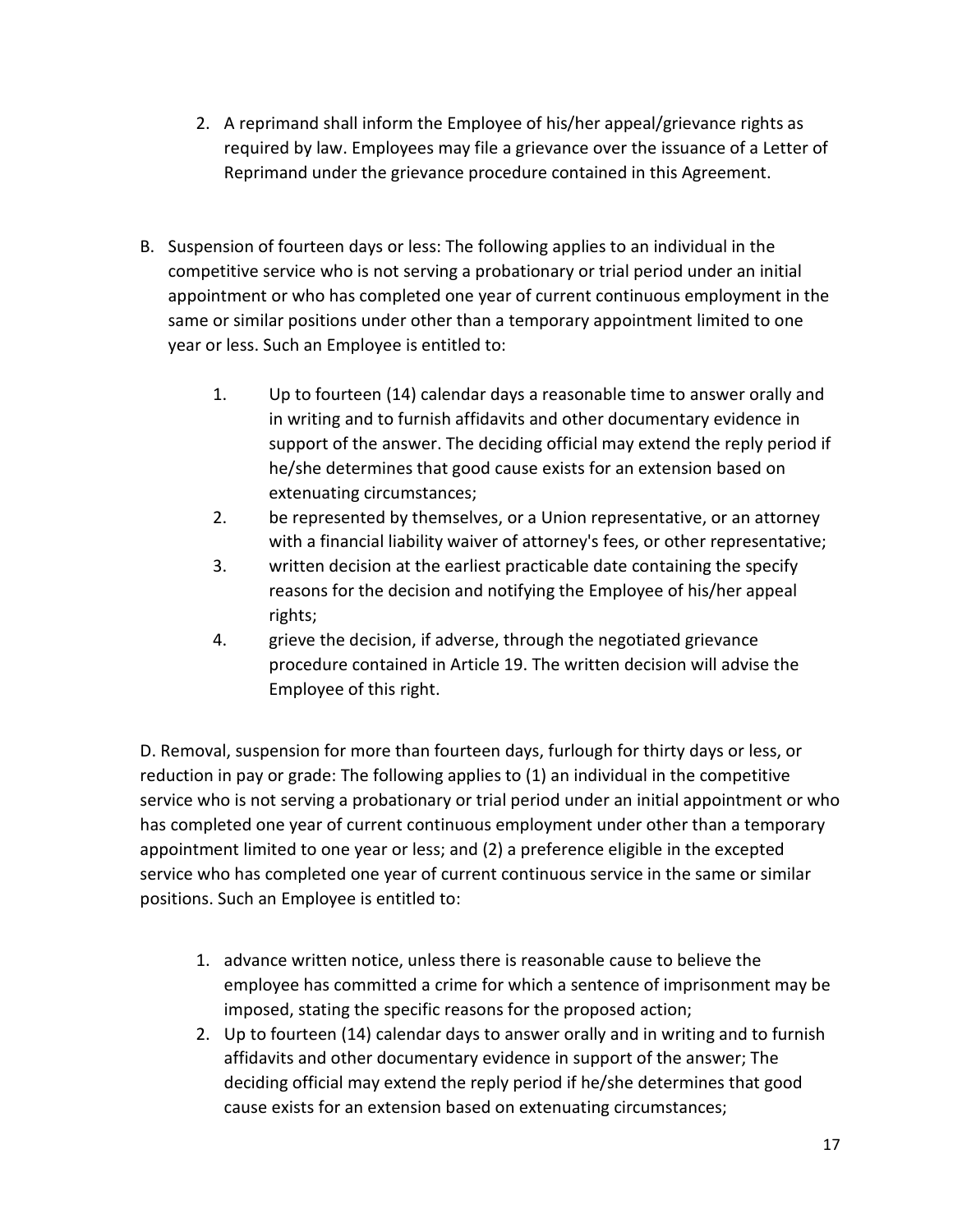2. A reprimand shall inform the Employee of his/her appeal/grievance rights as required by law. Employees may file a grievance over the issuance of a Letter of Reprimand under the grievance procedure contained in this Agreement.

B. Suspension of fourteen days or less: The following applies to an individual in the competitive service who is not serving a probationary or trial period under an initial appointment or who has completed one year of current continuous employment in the same or similar positions under other than a temporary appointment limited to one year or less. Such an Employee is entitled to:

   1. Up to fourteen (14) calendar days a reasonable time to answer orally and in writing and to furnish affidavits and other documentary evidence in support of the answer. The deciding official may extend the reply period if he/she determines that good cause exists for an extension based on extenuating circumstances;
   2. be represented by themselves, or a Union representative, or an attorney with a financial liability waiver of attorney's fees, or other representative;
   3. written decision at the earliest practicable date containing the specify reasons for the decision and notifying the Employee of his/her appeal rights;
   4. grieve the decision, if adverse, through the negotiated grievance procedure contained in Article 19. The written decision will advise the Employee of this right.

D. Removal, suspension for more than fourteen days, furlough for thirty days or less, or reduction in pay or grade: The following applies to (1) an individual in the competitive service who is not serving a probationary or trial period under an initial appointment or who has completed one year of current continuous employment under other than a temporary appointment limited to one year or less; and (2) a preference eligible in the excepted service who has completed one year of current continuous service in the same or similar positions. Such an Employee is entitled to:

   1. advance written notice, unless there is reasonable cause to believe the employee has committed a crime for which a sentence of imprisonment may be imposed, stating the specific reasons for the proposed action;
   2. Up to fourteen (14) calendar days to answer orally and in writing and to furnish affidavits and other documentary evidence in support of the answer; The deciding official may extend the reply period if he/she determines that good cause exists for an extension based on extenuating circumstances;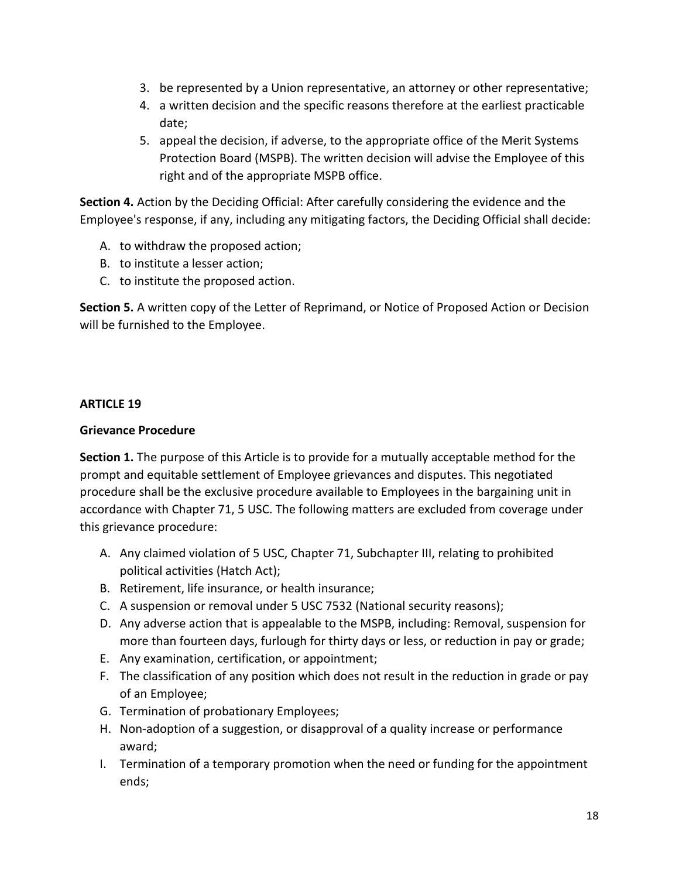3. be represented by a Union representative, an attorney or other representative;
4. a written decision and the specific reasons therefore at the earliest practicable date;
5. appeal the decision, if adverse, to the appropriate office of the Merit Systems Protection Board (MSPB). The written decision will advise the Employee of this right and of the appropriate MSPB office.

**Section 4.** Action by the Deciding Official: After carefully considering the evidence and the Employee's response, if any, including any mitigating factors, the Deciding Official shall decide:

A. to withdraw the proposed action;
B. to institute a lesser action;
C. to institute the proposed action.

**Section 5.** A written copy of the Letter of Reprimand, or Notice of Proposed Action or Decision will be furnished to the Employee.

## ARTICLE 19

### Grievance Procedure

**Section 1.** The purpose of this Article is to provide for a mutually acceptable method for the prompt and equitable settlement of Employee grievances and disputes. This negotiated procedure shall be the exclusive procedure available to Employees in the bargaining unit in accordance with Chapter 71, 5 USC. The following matters are excluded from coverage under this grievance procedure:

A. Any claimed violation of 5 USC, Chapter 71, Subchapter III, relating to prohibited political activities (Hatch Act);
B. Retirement, life insurance, or health insurance;
C. A suspension or removal under 5 USC 7532 (National security reasons);
D. Any adverse action that is appealable to the MSPB, including: Removal, suspension for more than fourteen days, furlough for thirty days or less, or reduction in pay or grade;
E. Any examination, certification, or appointment;
F. The classification of any position which does not result in the reduction in grade or pay of an Employee;
G. Termination of probationary Employees;
H. Non-adoption of a suggestion, or disapproval of a quality increase or performance award;
I. Termination of a temporary promotion when the need or funding for the appointment ends;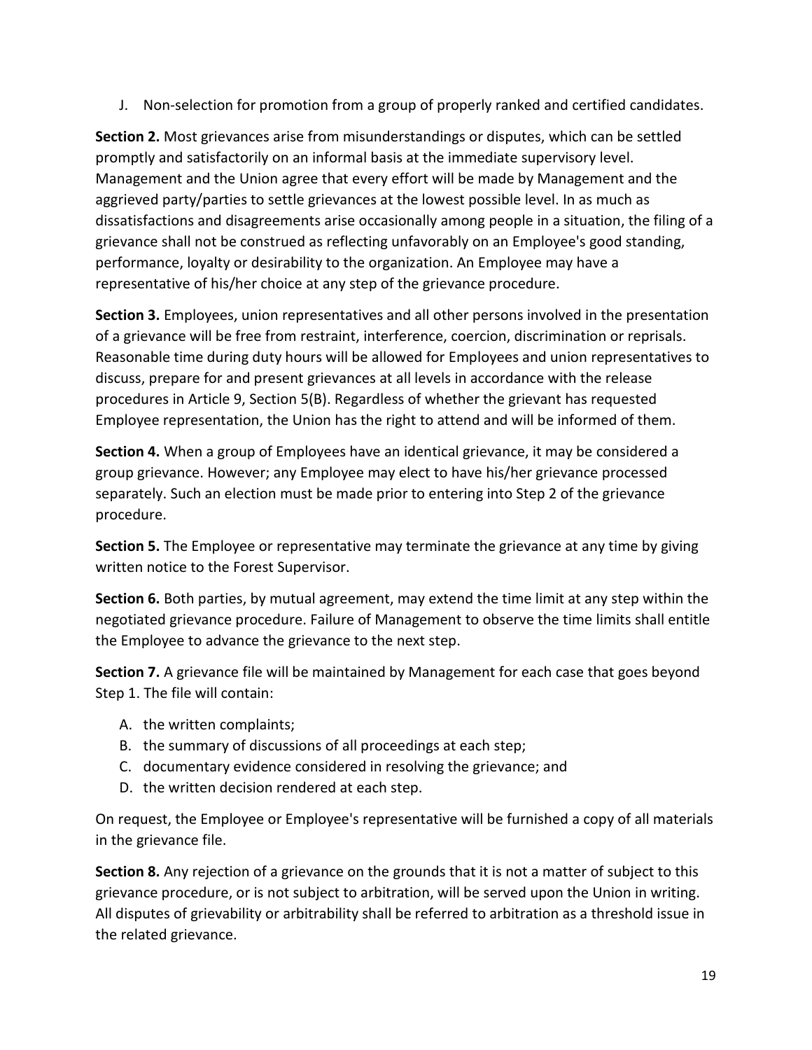J. Non-selection for promotion from a group of properly ranked and certified candidates.

**Section 2.** Most grievances arise from misunderstandings or disputes, which can be settled promptly and satisfactorily on an informal basis at the immediate supervisory level. Management and the Union agree that every effort will be made by Management and the aggrieved party/parties to settle grievances at the lowest possible level. In as much as dissatisfactions and disagreements arise occasionally among people in a situation, the filing of a grievance shall not be construed as reflecting unfavorably on an Employee's good standing, performance, loyalty or desirability to the organization. An Employee may have a representative of his/her choice at any step of the grievance procedure.

**Section 3.** Employees, union representatives and all other persons involved in the presentation of a grievance will be free from restraint, interference, coercion, discrimination or reprisals. Reasonable time during duty hours will be allowed for Employees and union representatives to discuss, prepare for and present grievances at all levels in accordance with the release procedures in Article 9, Section 5(B). Regardless of whether the grievant has requested Employee representation, the Union has the right to attend and will be informed of them.

**Section 4.** When a group of Employees have an identical grievance, it may be considered a group grievance. However; any Employee may elect to have his/her grievance processed separately. Such an election must be made prior to entering into Step 2 of the grievance procedure.

**Section 5.** The Employee or representative may terminate the grievance at any time by giving written notice to the Forest Supervisor.

**Section 6.** Both parties, by mutual agreement, may extend the time limit at any step within the negotiated grievance procedure. Failure of Management to observe the time limits shall entitle the Employee to advance the grievance to the next step.

**Section 7.** A grievance file will be maintained by Management for each case that goes beyond Step 1. The file will contain:

A. the written complaints;
B. the summary of discussions of all proceedings at each step;
C. documentary evidence considered in resolving the grievance; and
D. the written decision rendered at each step.

On request, the Employee or Employee's representative will be furnished a copy of all materials in the grievance file.

**Section 8.** Any rejection of a grievance on the grounds that it is not a matter of subject to this grievance procedure, or is not subject to arbitration, will be served upon the Union in writing. All disputes of grievability or arbitrability shall be referred to arbitration as a threshold issue in the related grievance.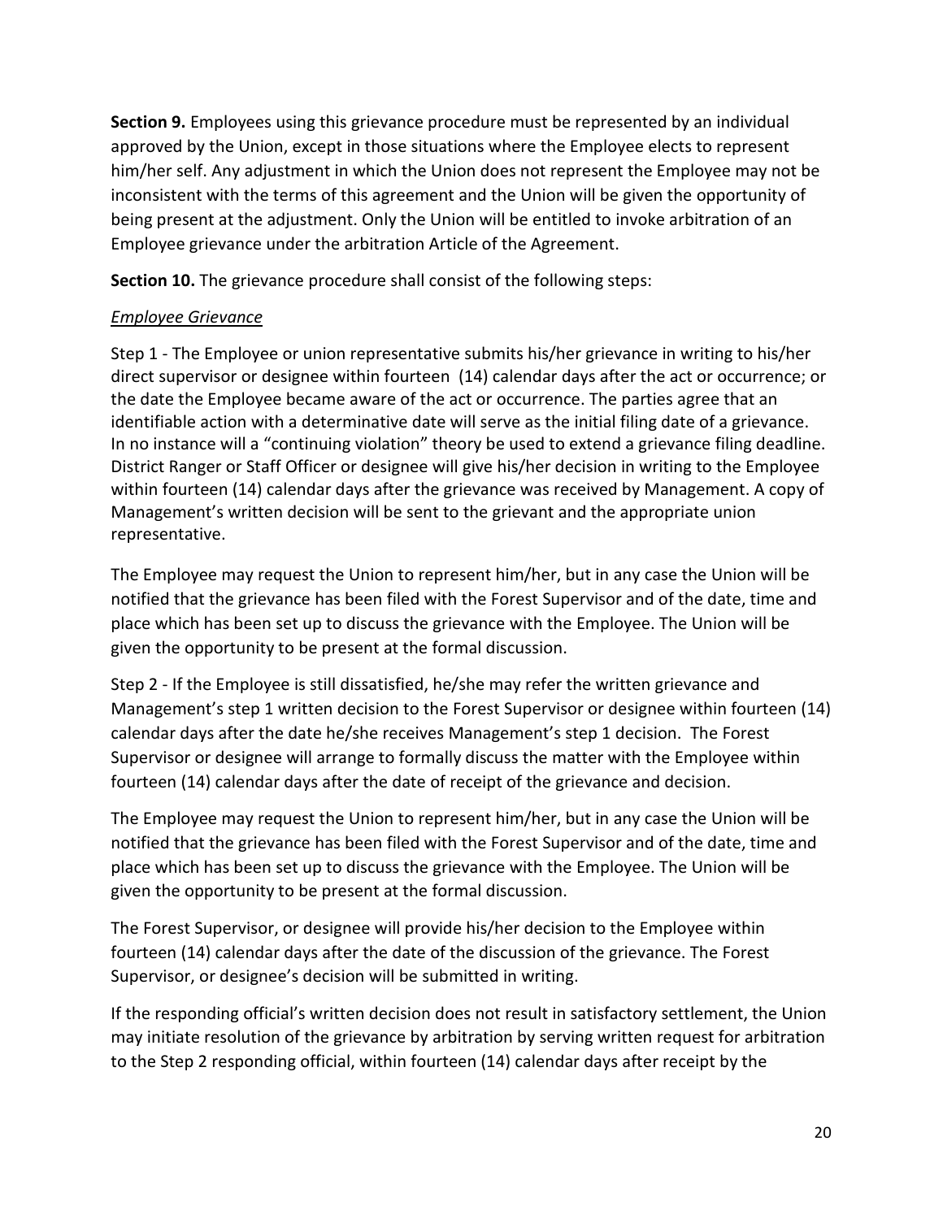**Section 9.** Employees using this grievance procedure must be represented by an individual approved by the Union, except in those situations where the Employee elects to represent him/her self. Any adjustment in which the Union does not represent the Employee may not be inconsistent with the terms of this agreement and the Union will be given the opportunity of being present at the adjustment. Only the Union will be entitled to invoke arbitration of an Employee grievance under the arbitration Article of the Agreement.

**Section 10.** The grievance procedure shall consist of the following steps:

*Employee Grievance*

Step 1 - The Employee or union representative submits his/her grievance in writing to his/her direct supervisor or designee within fourteen (14) calendar days after the act or occurrence; or the date the Employee became aware of the act or occurrence. The parties agree that an identifiable action with a determinative date will serve as the initial filing date of a grievance. In no instance will a "continuing violation" theory be used to extend a grievance filing deadline. District Ranger or Staff Officer or designee will give his/her decision in writing to the Employee within fourteen (14) calendar days after the grievance was received by Management. A copy of Management's written decision will be sent to the grievant and the appropriate union representative.

The Employee may request the Union to represent him/her, but in any case the Union will be notified that the grievance has been filed with the Forest Supervisor and of the date, time and place which has been set up to discuss the grievance with the Employee. The Union will be given the opportunity to be present at the formal discussion.

Step 2 - If the Employee is still dissatisfied, he/she may refer the written grievance and Management's step 1 written decision to the Forest Supervisor or designee within fourteen (14) calendar days after the date he/she receives Management's step 1 decision. The Forest Supervisor or designee will arrange to formally discuss the matter with the Employee within fourteen (14) calendar days after the date of receipt of the grievance and decision.

The Employee may request the Union to represent him/her, but in any case the Union will be notified that the grievance has been filed with the Forest Supervisor and of the date, time and place which has been set up to discuss the grievance with the Employee. The Union will be given the opportunity to be present at the formal discussion.

The Forest Supervisor, or designee will provide his/her decision to the Employee within fourteen (14) calendar days after the date of the discussion of the grievance. The Forest Supervisor, or designee's decision will be submitted in writing.

If the responding official's written decision does not result in satisfactory settlement, the Union may initiate resolution of the grievance by arbitration by serving written request for arbitration to the Step 2 responding official, within fourteen (14) calendar days after receipt by the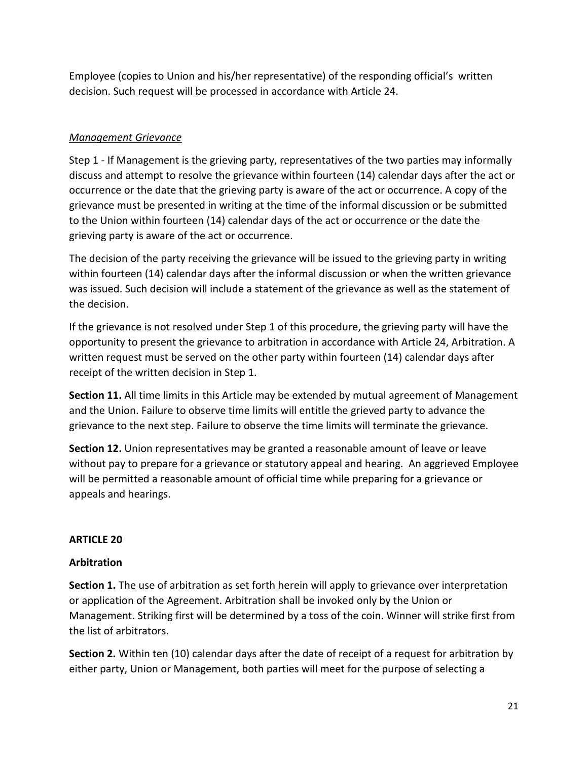Employee (copies to Union and his/her representative) of the responding official's written decision. Such request will be processed in accordance with Article 24.

*Management Grievance*

Step 1 - If Management is the grieving party, representatives of the two parties may informally discuss and attempt to resolve the grievance within fourteen (14) calendar days after the act or occurrence or the date that the grieving party is aware of the act or occurrence. A copy of the grievance must be presented in writing at the time of the informal discussion or be submitted to the Union within fourteen (14) calendar days of the act or occurrence or the date the grieving party is aware of the act or occurrence.

The decision of the party receiving the grievance will be issued to the grieving party in writing within fourteen (14) calendar days after the informal discussion or when the written grievance was issued. Such decision will include a statement of the grievance as well as the statement of the decision.

If the grievance is not resolved under Step 1 of this procedure, the grieving party will have the opportunity to present the grievance to arbitration in accordance with Article 24, Arbitration. A written request must be served on the other party within fourteen (14) calendar days after receipt of the written decision in Step 1.

**Section 11.** All time limits in this Article may be extended by mutual agreement of Management and the Union. Failure to observe time limits will entitle the grieved party to advance the grievance to the next step. Failure to observe the time limits will terminate the grievance.

**Section 12.** Union representatives may be granted a reasonable amount of leave or leave without pay to prepare for a grievance or statutory appeal and hearing. An aggrieved Employee will be permitted a reasonable amount of official time while preparing for a grievance or appeals and hearings.

## ARTICLE 20

### Arbitration

**Section 1.** The use of arbitration as set forth herein will apply to grievance over interpretation or application of the Agreement. Arbitration shall be invoked only by the Union or Management. Striking first will be determined by a toss of the coin. Winner will strike first from the list of arbitrators.

**Section 2.** Within ten (10) calendar days after the date of receipt of a request for arbitration by either party, Union or Management, both parties will meet for the purpose of selecting a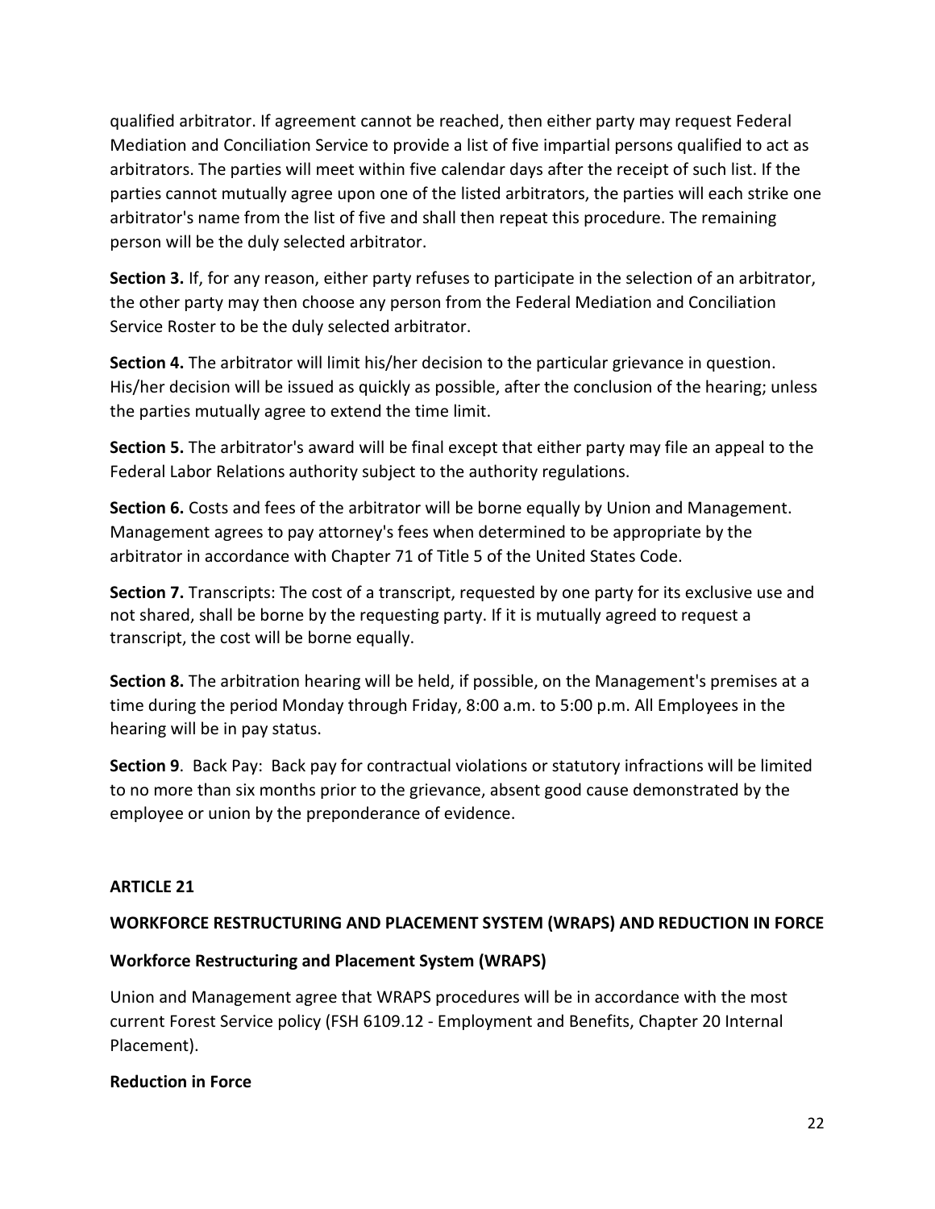qualified arbitrator. If agreement cannot be reached, then either party may request Federal Mediation and Conciliation Service to provide a list of five impartial persons qualified to act as arbitrators. The parties will meet within five calendar days after the receipt of such list. If the parties cannot mutually agree upon one of the listed arbitrators, the parties will each strike one arbitrator's name from the list of five and shall then repeat this procedure. The remaining person will be the duly selected arbitrator.

**Section 3.** If, for any reason, either party refuses to participate in the selection of an arbitrator, the other party may then choose any person from the Federal Mediation and Conciliation Service Roster to be the duly selected arbitrator.

**Section 4.** The arbitrator will limit his/her decision to the particular grievance in question. His/her decision will be issued as quickly as possible, after the conclusion of the hearing; unless the parties mutually agree to extend the time limit.

**Section 5.** The arbitrator's award will be final except that either party may file an appeal to the Federal Labor Relations authority subject to the authority regulations.

**Section 6.** Costs and fees of the arbitrator will be borne equally by Union and Management. Management agrees to pay attorney's fees when determined to be appropriate by the arbitrator in accordance with Chapter 71 of Title 5 of the United States Code.

**Section 7.** Transcripts: The cost of a transcript, requested by one party for its exclusive use and not shared, shall be borne by the requesting party. If it is mutually agreed to request a transcript, the cost will be borne equally.

**Section 8.** The arbitration hearing will be held, if possible, on the Management's premises at a time during the period Monday through Friday, 8:00 a.m. to 5:00 p.m. All Employees in the hearing will be in pay status.

**Section 9**. Back Pay: Back pay for contractual violations or statutory infractions will be limited to no more than six months prior to the grievance, absent good cause demonstrated by the employee or union by the preponderance of evidence.

## ARTICLE 21

## WORKFORCE RESTRUCTURING AND PLACEMENT SYSTEM (WRAPS) AND REDUCTION IN FORCE

### Workforce Restructuring and Placement System (WRAPS)

Union and Management agree that WRAPS procedures will be in accordance with the most current Forest Service policy (FSH 6109.12 - Employment and Benefits, Chapter 20 Internal Placement).

### Reduction in Force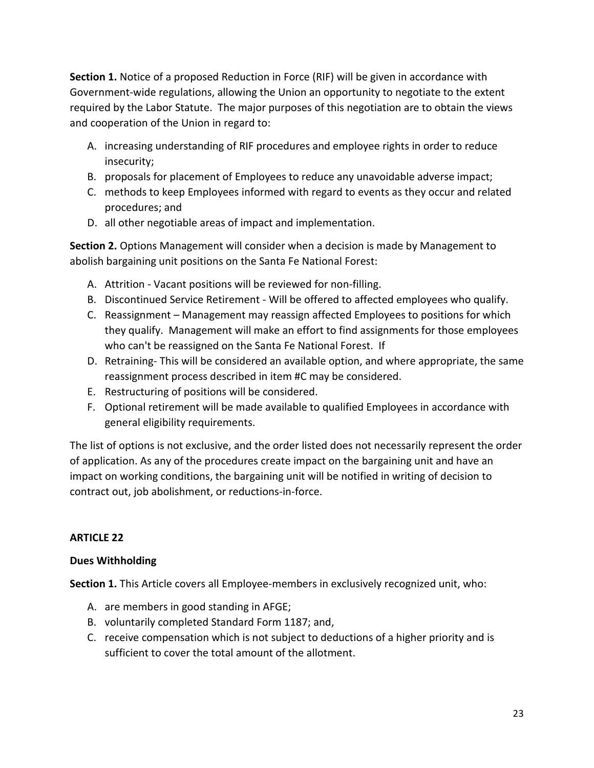**Section 1.** Notice of a proposed Reduction in Force (RIF) will be given in accordance with Government-wide regulations, allowing the Union an opportunity to negotiate to the extent required by the Labor Statute. The major purposes of this negotiation are to obtain the views and cooperation of the Union in regard to:

A. increasing understanding of RIF procedures and employee rights in order to reduce insecurity;
B. proposals for placement of Employees to reduce any unavoidable adverse impact;
C. methods to keep Employees informed with regard to events as they occur and related procedures; and
D. all other negotiable areas of impact and implementation.

**Section 2.** Options Management will consider when a decision is made by Management to abolish bargaining unit positions on the Santa Fe National Forest:

A. Attrition - Vacant positions will be reviewed for non-filling.
B. Discontinued Service Retirement - Will be offered to affected employees who qualify.
C. Reassignment – Management may reassign affected Employees to positions for which they qualify. Management will make an effort to find assignments for those employees who can't be reassigned on the Santa Fe National Forest. If
D. Retraining- This will be considered an available option, and where appropriate, the same reassignment process described in item #C may be considered.
E. Restructuring of positions will be considered.
F. Optional retirement will be made available to qualified Employees in accordance with general eligibility requirements.

The list of options is not exclusive, and the order listed does not necessarily represent the order of application. As any of the procedures create impact on the bargaining unit and have an impact on working conditions, the bargaining unit will be notified in writing of decision to contract out, job abolishment, or reductions-in-force.

## ARTICLE 22

### Dues Withholding

**Section 1.** This Article covers all Employee-members in exclusively recognized unit, who:

A. are members in good standing in AFGE;
B. voluntarily completed Standard Form 1187; and,
C. receive compensation which is not subject to deductions of a higher priority and is sufficient to cover the total amount of the allotment.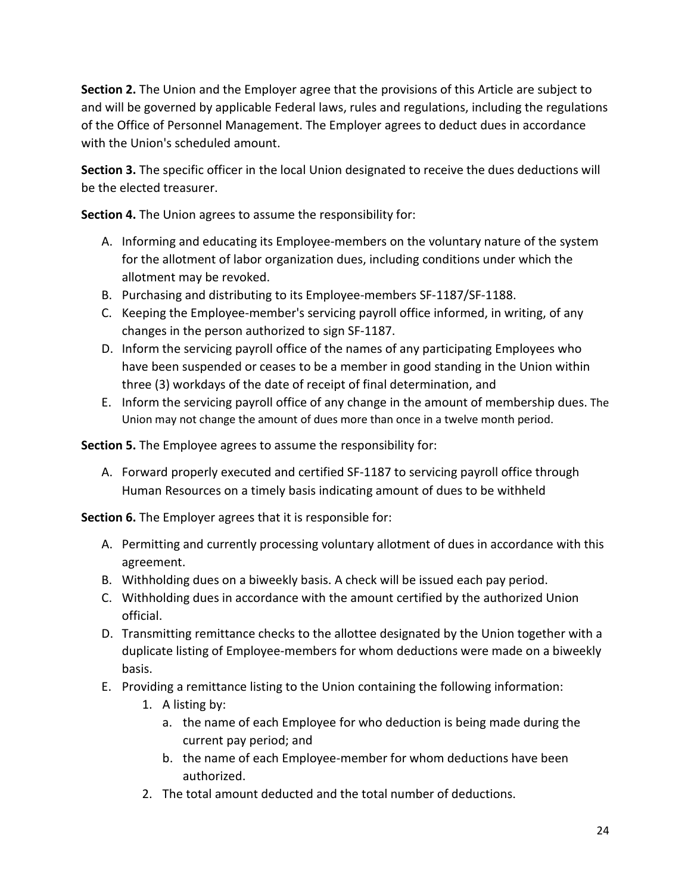**Section 2.** The Union and the Employer agree that the provisions of this Article are subject to and will be governed by applicable Federal laws, rules and regulations, including the regulations of the Office of Personnel Management. The Employer agrees to deduct dues in accordance with the Union's scheduled amount.

**Section 3.** The specific officer in the local Union designated to receive the dues deductions will be the elected treasurer.

**Section 4.** The Union agrees to assume the responsibility for:

A. Informing and educating its Employee-members on the voluntary nature of the system for the allotment of labor organization dues, including conditions under which the allotment may be revoked.
B. Purchasing and distributing to its Employee-members SF-1187/SF-1188.
C. Keeping the Employee-member's servicing payroll office informed, in writing, of any changes in the person authorized to sign SF-1187.
D. Inform the servicing payroll office of the names of any participating Employees who have been suspended or ceases to be a member in good standing in the Union within three (3) workdays of the date of receipt of final determination, and
E. Inform the servicing payroll office of any change in the amount of membership dues. The Union may not change the amount of dues more than once in a twelve month period.

**Section 5.** The Employee agrees to assume the responsibility for:

A. Forward properly executed and certified SF-1187 to servicing payroll office through Human Resources on a timely basis indicating amount of dues to be withheld

**Section 6.** The Employer agrees that it is responsible for:

A. Permitting and currently processing voluntary allotment of dues in accordance with this agreement.
B. Withholding dues on a biweekly basis. A check will be issued each pay period.
C. Withholding dues in accordance with the amount certified by the authorized Union official.
D. Transmitting remittance checks to the allottee designated by the Union together with a duplicate listing of Employee-members for whom deductions were made on a biweekly basis.
E. Providing a remittance listing to the Union containing the following information:
    1. A listing by:
        a. the name of each Employee for who deduction is being made during the current pay period; and
        b. the name of each Employee-member for whom deductions have been authorized.
    2. The total amount deducted and the total number of deductions.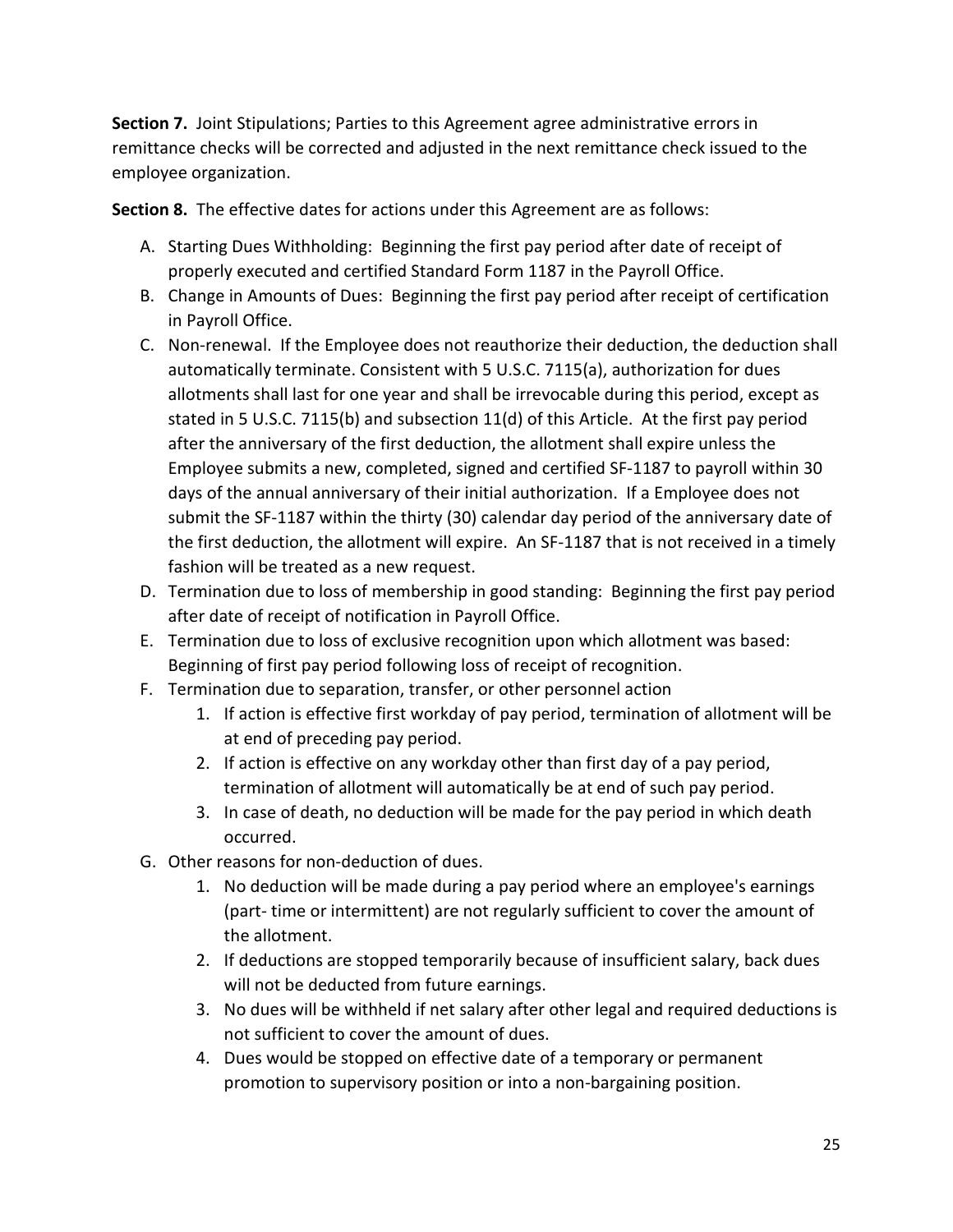**Section 7.** Joint Stipulations; Parties to this Agreement agree administrative errors in remittance checks will be corrected and adjusted in the next remittance check issued to the employee organization.

**Section 8.** The effective dates for actions under this Agreement are as follows:

A. Starting Dues Withholding: Beginning the first pay period after date of receipt of properly executed and certified Standard Form 1187 in the Payroll Office.
B. Change in Amounts of Dues: Beginning the first pay period after receipt of certification in Payroll Office.
C. Non-renewal. If the Employee does not reauthorize their deduction, the deduction shall automatically terminate. Consistent with 5 U.S.C. 7115(a), authorization for dues allotments shall last for one year and shall be irrevocable during this period, except as stated in 5 U.S.C. 7115(b) and subsection 11(d) of this Article. At the first pay period after the anniversary of the first deduction, the allotment shall expire unless the Employee submits a new, completed, signed and certified SF-1187 to payroll within 30 days of the annual anniversary of their initial authorization. If a Employee does not submit the SF-1187 within the thirty (30) calendar day period of the anniversary date of the first deduction, the allotment will expire. An SF-1187 that is not received in a timely fashion will be treated as a new request.
D. Termination due to loss of membership in good standing: Beginning the first pay period after date of receipt of notification in Payroll Office.
E. Termination due to loss of exclusive recognition upon which allotment was based: Beginning of first pay period following loss of receipt of recognition.
F. Termination due to separation, transfer, or other personnel action
    1. If action is effective first workday of pay period, termination of allotment will be at end of preceding pay period.
    2. If action is effective on any workday other than first day of a pay period, termination of allotment will automatically be at end of such pay period.
    3. In case of death, no deduction will be made for the pay period in which death occurred.
G. Other reasons for non-deduction of dues.
    1. No deduction will be made during a pay period where an employee's earnings (part- time or intermittent) are not regularly sufficient to cover the amount of the allotment.
    2. If deductions are stopped temporarily because of insufficient salary, back dues will not be deducted from future earnings.
    3. No dues will be withheld if net salary after other legal and required deductions is not sufficient to cover the amount of dues.
    4. Dues would be stopped on effective date of a temporary or permanent promotion to supervisory position or into a non-bargaining position.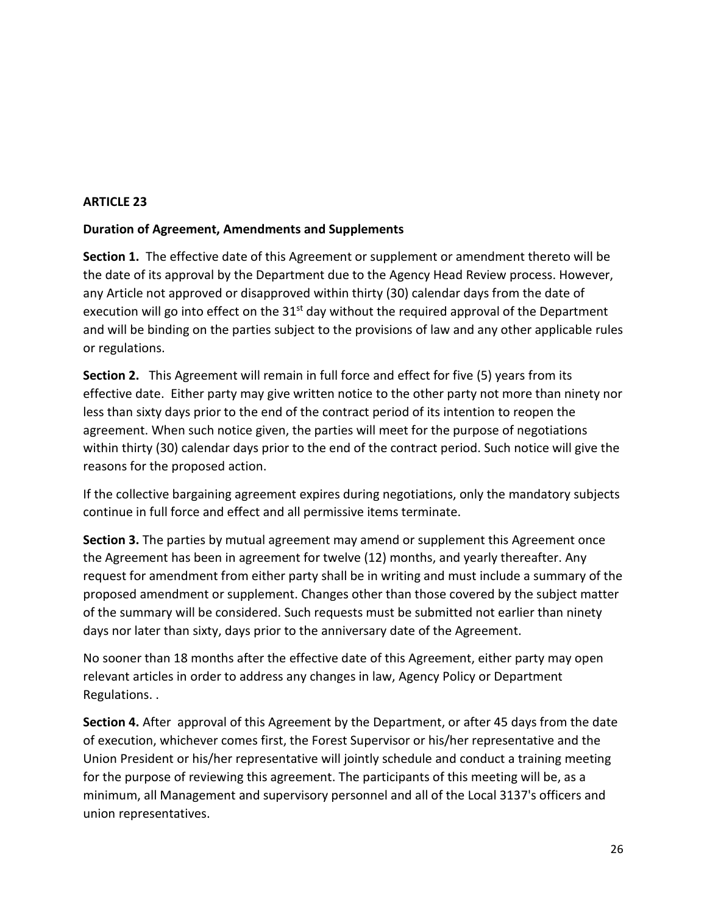## ARTICLE 23

### Duration of Agreement, Amendments and Supplements

**Section 1.** The effective date of this Agreement or supplement or amendment thereto will be the date of its approval by the Department due to the Agency Head Review process. However, any Article not approved or disapproved within thirty (30) calendar days from the date of execution will go into effect on the 31st day without the required approval of the Department and will be binding on the parties subject to the provisions of law and any other applicable rules or regulations.

**Section 2.** This Agreement will remain in full force and effect for five (5) years from its effective date. Either party may give written notice to the other party not more than ninety nor less than sixty days prior to the end of the contract period of its intention to reopen the agreement. When such notice given, the parties will meet for the purpose of negotiations within thirty (30) calendar days prior to the end of the contract period. Such notice will give the reasons for the proposed action.

If the collective bargaining agreement expires during negotiations, only the mandatory subjects continue in full force and effect and all permissive items terminate.

**Section 3.** The parties by mutual agreement may amend or supplement this Agreement once the Agreement has been in agreement for twelve (12) months, and yearly thereafter. Any request for amendment from either party shall be in writing and must include a summary of the proposed amendment or supplement. Changes other than those covered by the subject matter of the summary will be considered. Such requests must be submitted not earlier than ninety days nor later than sixty, days prior to the anniversary date of the Agreement.

No sooner than 18 months after the effective date of this Agreement, either party may open relevant articles in order to address any changes in law, Agency Policy or Department Regulations. .

**Section 4.** After approval of this Agreement by the Department, or after 45 days from the date of execution, whichever comes first, the Forest Supervisor or his/her representative and the Union President or his/her representative will jointly schedule and conduct a training meeting for the purpose of reviewing this agreement. The participants of this meeting will be, as a minimum, all Management and supervisory personnel and all of the Local 3137's officers and union representatives.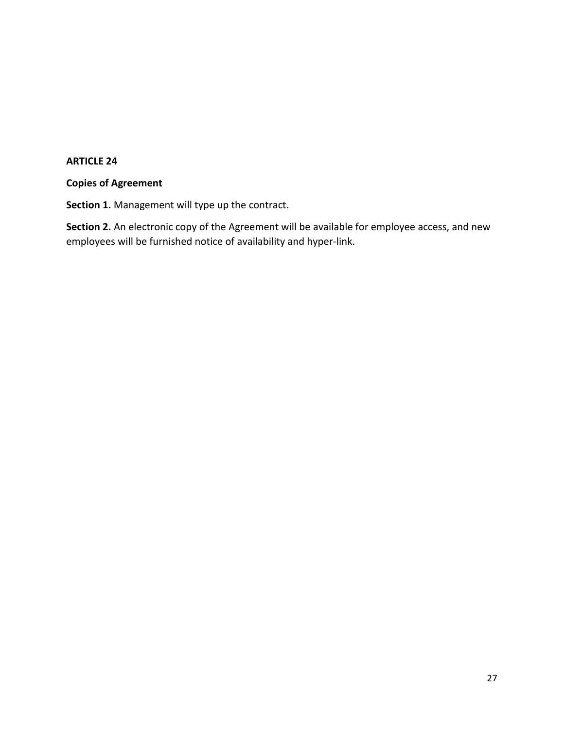**ARTICLE 24**

**Copies of Agreement**

**Section 1.** Management will type up the contract.

**Section 2.** An electronic copy of the Agreement will be available for employee access, and new employees will be furnished notice of availability and hyper-link.